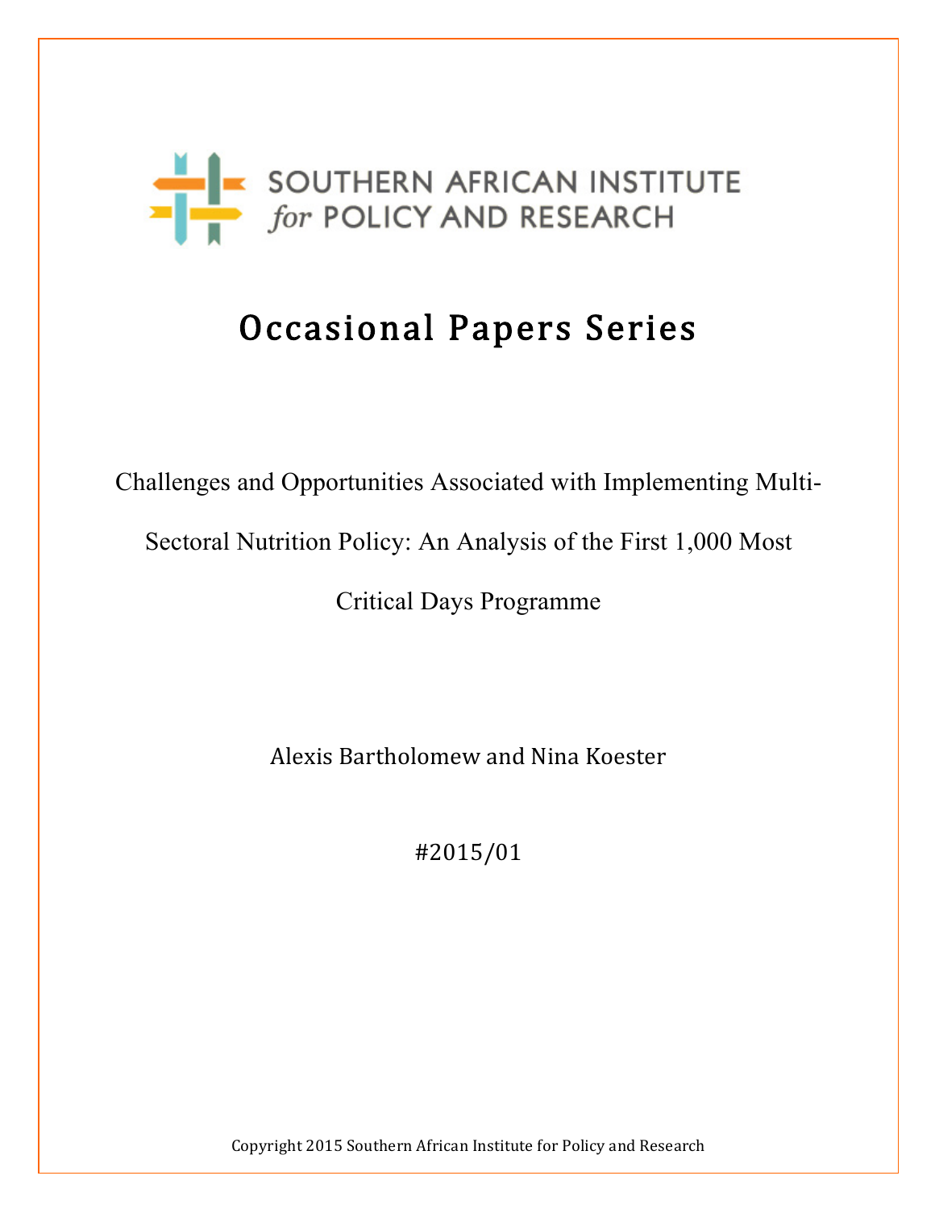SOUTHERN AFRICAN INSTITUTE *for* POLICY AND RESEARCH

# Occasional Papers Series

Challenges and Opportunities Associated with Implementing Multi-Sectoral Nutrition Policy: An Analysis of the First 1,000 Most Critical Days Programme

Alexis Bartholomew and Nina Koester

#2015/01

Copyright 2015 Southern African Institute for Policy and Research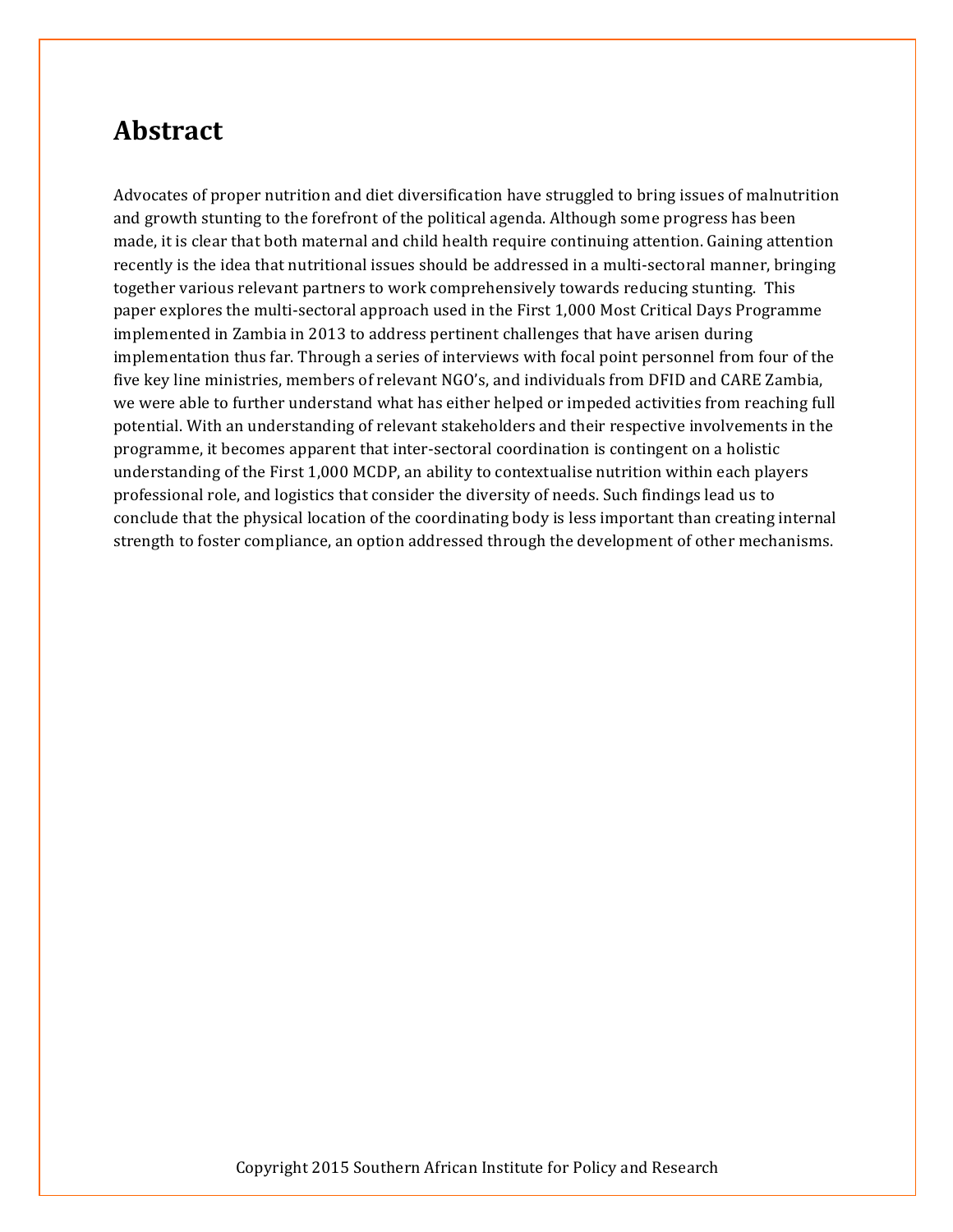# Abstract

Advocates of proper nutrition and diet diversification have struggled to bring issues of malnutrition and growth stunting to the forefront of the political agenda. Although some progress has been made, it is clear that both maternal and child health require continuing attention. Gaining attention recently is the idea that nutritional issues should be addressed in a multi-sectoral manner, bringing together various relevant partners to work comprehensively towards reducing stunting. This paper explores the multi-sectoral approach used in the First 1,000 Most Critical Days Programme implemented in Zambia in 2013 to address pertinent challenges that have arisen during implementation thus far. Through a series of interviews with focal point personnel from four of the five key line ministries, members of relevant NGO's, and individuals from DFID and CARE Zambia, we were able to further understand what has either helped or impeded activities from reaching full potential. With an understanding of relevant stakeholders and their respective involvements in the programme, it becomes apparent that inter-sectoral coordination is contingent on a holistic understanding of the First 1,000 MCDP, an ability to contextualise nutrition within each players professional role, and logistics that consider the diversity of needs. Such findings lead us to conclude that the physical location of the coordinating body is less important than creating internal strength to foster compliance, an option addressed through the development of other mechanisms.

Copyright 2015 Southern African Institute for Policy and Research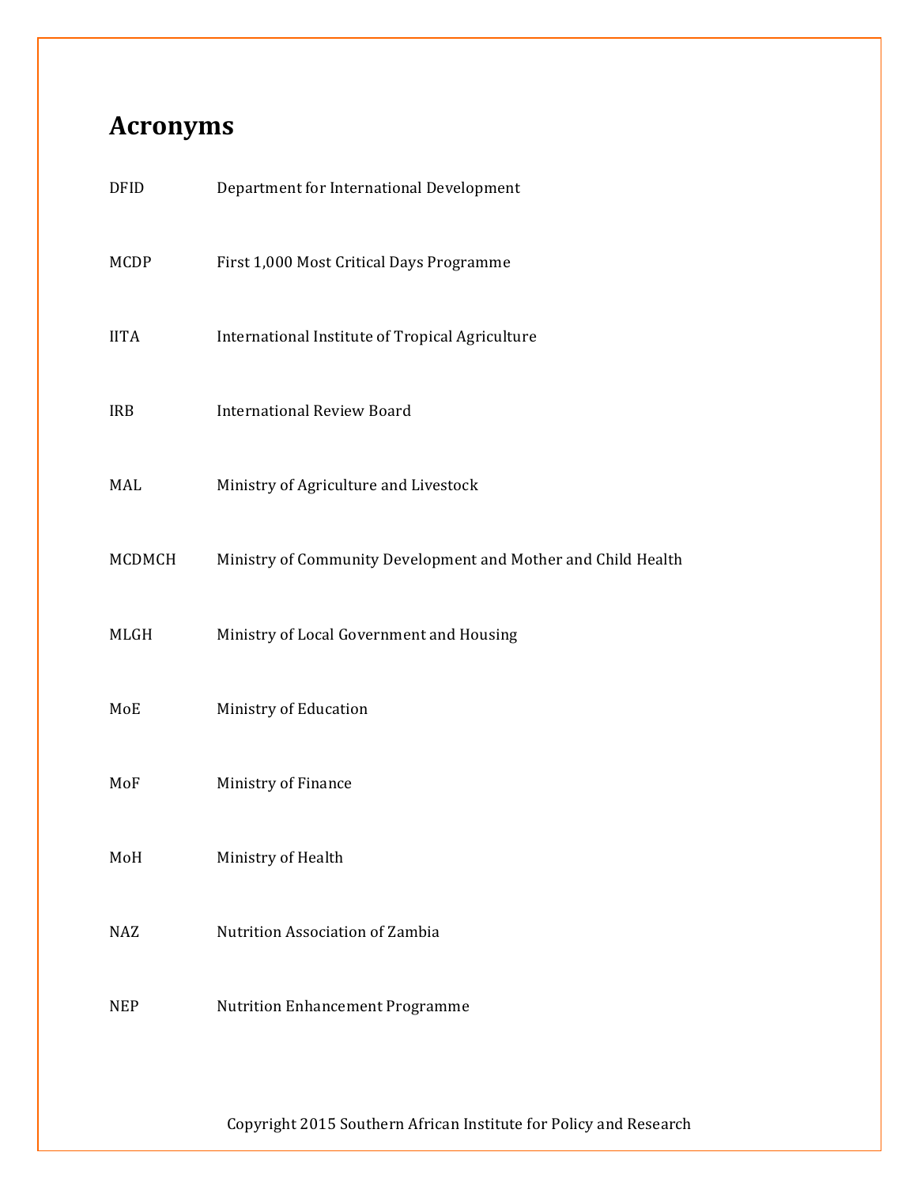## Acronyms

| | |
|---|---|
| DFID | Department for International Development |
| MCDP | First 1,000 Most Critical Days Programme |
| IITA | International Institute of Tropical Agriculture |
| IRB | International Review Board |
| MAL | Ministry of Agriculture and Livestock |
| MCDMCH | Ministry of Community Development and Mother and Child Health |
| MLGH | Ministry of Local Government and Housing |
| MoE | Ministry of Education |
| MoF | Ministry of Finance |
| MoH | Ministry of Health |
| NAZ | Nutrition Association of Zambia |
| NEP | Nutrition Enhancement Programme |

Copyright 2015 Southern African Institute for Policy and Research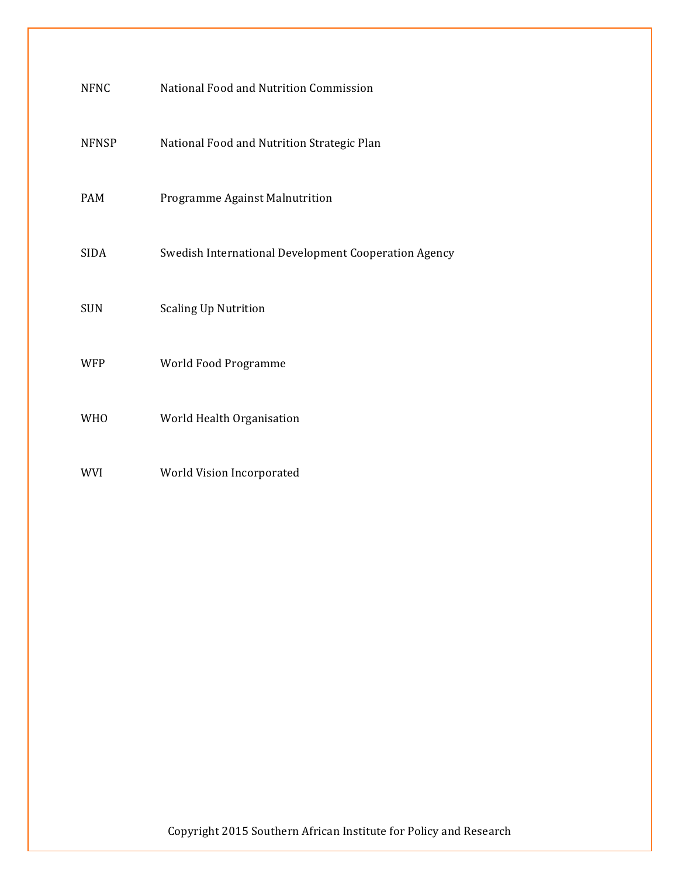| | |
|---|---|
| NFNC | National Food and Nutrition Commission |
| NFNSP | National Food and Nutrition Strategic Plan |
| PAM | Programme Against Malnutrition |
| SIDA | Swedish International Development Cooperation Agency |
| SUN | Scaling Up Nutrition |
| WFP | World Food Programme |
| WHO | World Health Organisation |
| WVI | World Vision Incorporated |

Copyright 2015 Southern African Institute for Policy and Research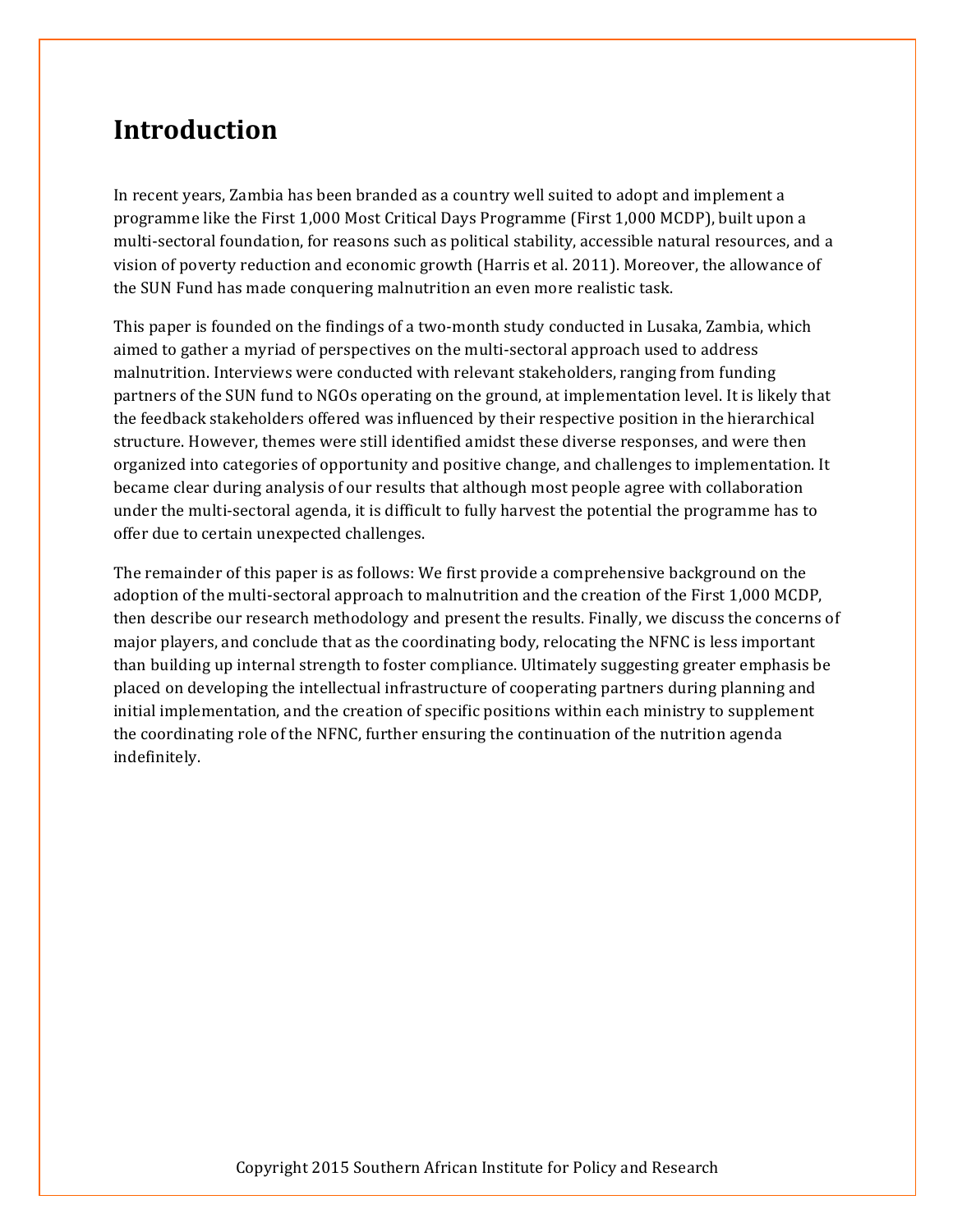# Introduction

In recent years, Zambia has been branded as a country well suited to adopt and implement a programme like the First 1,000 Most Critical Days Programme (First 1,000 MCDP), built upon a multi-sectoral foundation, for reasons such as political stability, accessible natural resources, and a vision of poverty reduction and economic growth (Harris et al. 2011). Moreover, the allowance of the SUN Fund has made conquering malnutrition an even more realistic task.

This paper is founded on the findings of a two-month study conducted in Lusaka, Zambia, which aimed to gather a myriad of perspectives on the multi-sectoral approach used to address malnutrition. Interviews were conducted with relevant stakeholders, ranging from funding partners of the SUN fund to NGOs operating on the ground, at implementation level. It is likely that the feedback stakeholders offered was influenced by their respective position in the hierarchical structure. However, themes were still identified amidst these diverse responses, and were then organized into categories of opportunity and positive change, and challenges to implementation. It became clear during analysis of our results that although most people agree with collaboration under the multi-sectoral agenda, it is difficult to fully harvest the potential the programme has to offer due to certain unexpected challenges.

The remainder of this paper is as follows: We first provide a comprehensive background on the adoption of the multi-sectoral approach to malnutrition and the creation of the First 1,000 MCDP, then describe our research methodology and present the results. Finally, we discuss the concerns of major players, and conclude that as the coordinating body, relocating the NFNC is less important than building up internal strength to foster compliance. Ultimately suggesting greater emphasis be placed on developing the intellectual infrastructure of cooperating partners during planning and initial implementation, and the creation of specific positions within each ministry to supplement the coordinating role of the NFNC, further ensuring the continuation of the nutrition agenda indefinitely.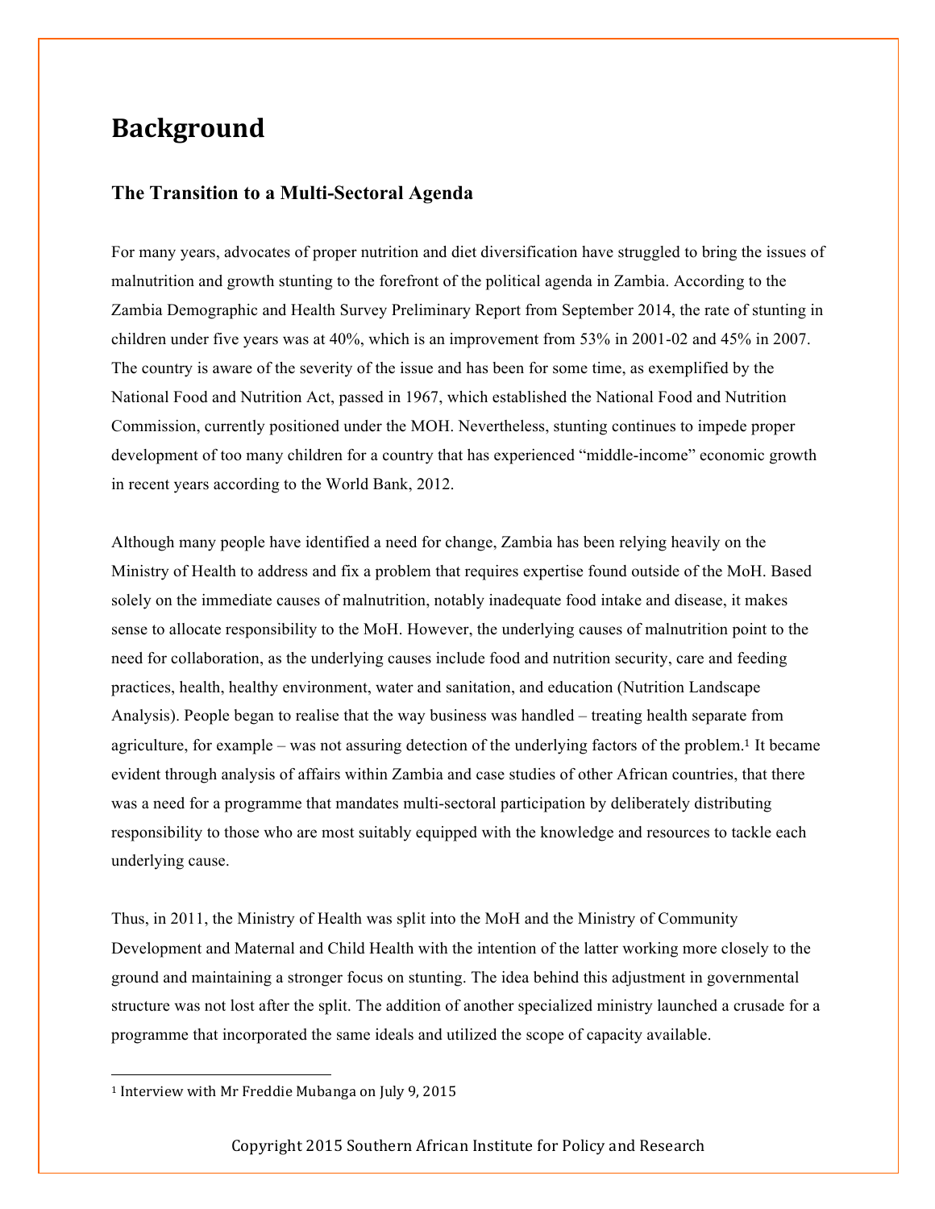# Background

### The Transition to a Multi-Sectoral Agenda

For many years, advocates of proper nutrition and diet diversification have struggled to bring the issues of malnutrition and growth stunting to the forefront of the political agenda in Zambia. According to the Zambia Demographic and Health Survey Preliminary Report from September 2014, the rate of stunting in children under five years was at 40%, which is an improvement from 53% in 2001-02 and 45% in 2007. The country is aware of the severity of the issue and has been for some time, as exemplified by the National Food and Nutrition Act, passed in 1967, which established the National Food and Nutrition Commission, currently positioned under the MOH. Nevertheless, stunting continues to impede proper development of too many children for a country that has experienced "middle-income" economic growth in recent years according to the World Bank, 2012.

Although many people have identified a need for change, Zambia has been relying heavily on the Ministry of Health to address and fix a problem that requires expertise found outside of the MoH. Based solely on the immediate causes of malnutrition, notably inadequate food intake and disease, it makes sense to allocate responsibility to the MoH. However, the underlying causes of malnutrition point to the need for collaboration, as the underlying causes include food and nutrition security, care and feeding practices, health, healthy environment, water and sanitation, and education (Nutrition Landscape Analysis). People began to realise that the way business was handled – treating health separate from agriculture, for example – was not assuring detection of the underlying factors of the problem.[1] It became evident through analysis of affairs within Zambia and case studies of other African countries, that there was a need for a programme that mandates multi-sectoral participation by deliberately distributing responsibility to those who are most suitably equipped with the knowledge and resources to tackle each underlying cause.

Thus, in 2011, the Ministry of Health was split into the MoH and the Ministry of Community Development and Maternal and Child Health with the intention of the latter working more closely to the ground and maintaining a stronger focus on stunting. The idea behind this adjustment in governmental structure was not lost after the split. The addition of another specialized ministry launched a crusade for a programme that incorporated the same ideals and utilized the scope of capacity available.

[1] Interview with Mr Freddie Mubanga on July 9, 2015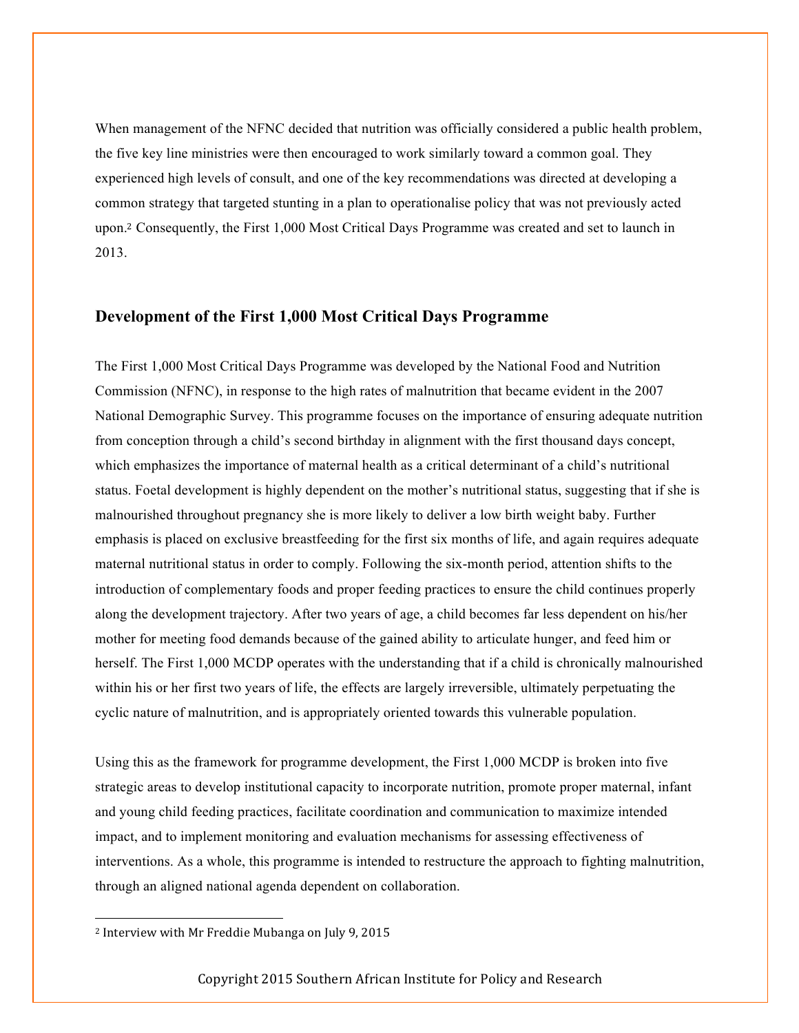When management of the NFNC decided that nutrition was officially considered a public health problem, the five key line ministries were then encouraged to work similarly toward a common goal. They experienced high levels of consult, and one of the key recommendations was directed at developing a common strategy that targeted stunting in a plan to operationalise policy that was not previously acted upon.[2] Consequently, the First 1,000 Most Critical Days Programme was created and set to launch in 2013.

## Development of the First 1,000 Most Critical Days Programme

The First 1,000 Most Critical Days Programme was developed by the National Food and Nutrition Commission (NFNC), in response to the high rates of malnutrition that became evident in the 2007 National Demographic Survey. This programme focuses on the importance of ensuring adequate nutrition from conception through a child's second birthday in alignment with the first thousand days concept, which emphasizes the importance of maternal health as a critical determinant of a child's nutritional status. Foetal development is highly dependent on the mother's nutritional status, suggesting that if she is malnourished throughout pregnancy she is more likely to deliver a low birth weight baby. Further emphasis is placed on exclusive breastfeeding for the first six months of life, and again requires adequate maternal nutritional status in order to comply. Following the six-month period, attention shifts to the introduction of complementary foods and proper feeding practices to ensure the child continues properly along the development trajectory. After two years of age, a child becomes far less dependent on his/her mother for meeting food demands because of the gained ability to articulate hunger, and feed him or herself. The First 1,000 MCDP operates with the understanding that if a child is chronically malnourished within his or her first two years of life, the effects are largely irreversible, ultimately perpetuating the cyclic nature of malnutrition, and is appropriately oriented towards this vulnerable population.

Using this as the framework for programme development, the First 1,000 MCDP is broken into five strategic areas to develop institutional capacity to incorporate nutrition, promote proper maternal, infant and young child feeding practices, facilitate coordination and communication to maximize intended impact, and to implement monitoring and evaluation mechanisms for assessing effectiveness of interventions. As a whole, this programme is intended to restructure the approach to fighting malnutrition, through an aligned national agenda dependent on collaboration.

---

[2] Interview with Mr Freddie Mubanga on July 9, 2015

Copyright 2015 Southern African Institute for Policy and Research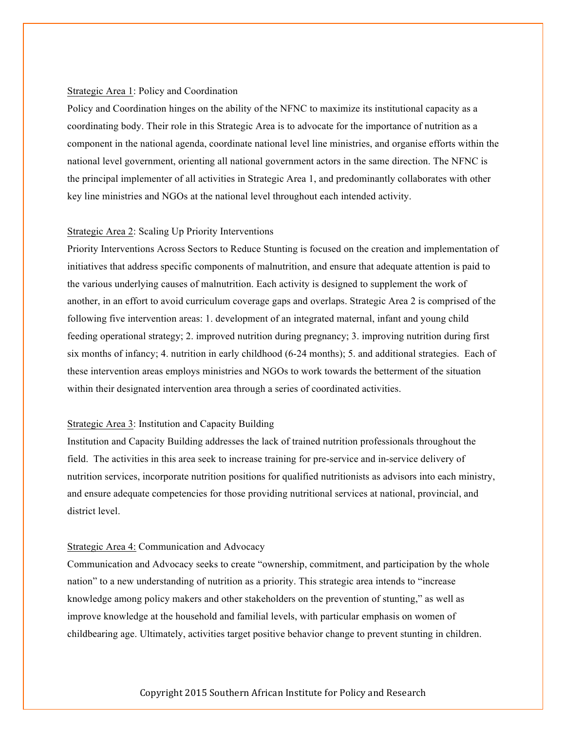Strategic Area 1: Policy and Coordination

Policy and Coordination hinges on the ability of the NFNC to maximize its institutional capacity as a coordinating body. Their role in this Strategic Area is to advocate for the importance of nutrition as a component in the national agenda, coordinate national level line ministries, and organise efforts within the national level government, orienting all national government actors in the same direction. The NFNC is the principal implementer of all activities in Strategic Area 1, and predominantly collaborates with other key line ministries and NGOs at the national level throughout each intended activity.

Strategic Area 2: Scaling Up Priority Interventions

Priority Interventions Across Sectors to Reduce Stunting is focused on the creation and implementation of initiatives that address specific components of malnutrition, and ensure that adequate attention is paid to the various underlying causes of malnutrition. Each activity is designed to supplement the work of another, in an effort to avoid curriculum coverage gaps and overlaps. Strategic Area 2 is comprised of the following five intervention areas: 1. development of an integrated maternal, infant and young child feeding operational strategy; 2. improved nutrition during pregnancy; 3. improving nutrition during first six months of infancy; 4. nutrition in early childhood (6-24 months); 5. and additional strategies. Each of these intervention areas employs ministries and NGOs to work towards the betterment of the situation within their designated intervention area through a series of coordinated activities.

Strategic Area 3: Institution and Capacity Building

Institution and Capacity Building addresses the lack of trained nutrition professionals throughout the field. The activities in this area seek to increase training for pre-service and in-service delivery of nutrition services, incorporate nutrition positions for qualified nutritionists as advisors into each ministry, and ensure adequate competencies for those providing nutritional services at national, provincial, and district level.

Strategic Area 4: Communication and Advocacy

Communication and Advocacy seeks to create "ownership, commitment, and participation by the whole nation" to a new understanding of nutrition as a priority. This strategic area intends to "increase knowledge among policy makers and other stakeholders on the prevention of stunting," as well as improve knowledge at the household and familial levels, with particular emphasis on women of childbearing age. Ultimately, activities target positive behavior change to prevent stunting in children.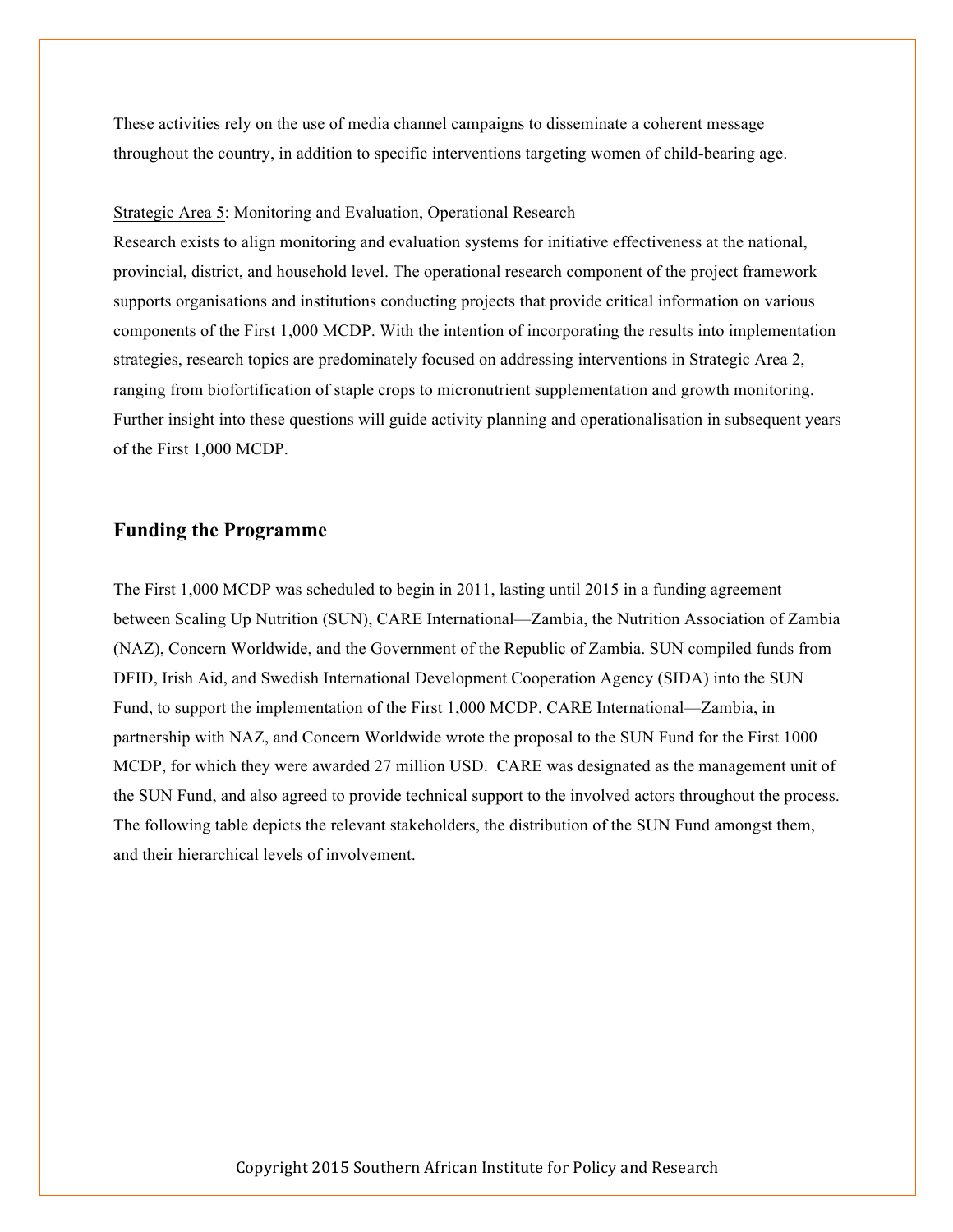These activities rely on the use of media channel campaigns to disseminate a coherent message throughout the country, in addition to specific interventions targeting women of child-bearing age.

Strategic Area 5: Monitoring and Evaluation, Operational Research

Research exists to align monitoring and evaluation systems for initiative effectiveness at the national, provincial, district, and household level. The operational research component of the project framework supports organisations and institutions conducting projects that provide critical information on various components of the First 1,000 MCDP. With the intention of incorporating the results into implementation strategies, research topics are predominately focused on addressing interventions in Strategic Area 2, ranging from biofortification of staple crops to micronutrient supplementation and growth monitoring. Further insight into these questions will guide activity planning and operationalisation in subsequent years of the First 1,000 MCDP.

## Funding the Programme

The First 1,000 MCDP was scheduled to begin in 2011, lasting until 2015 in a funding agreement between Scaling Up Nutrition (SUN), CARE International—Zambia, the Nutrition Association of Zambia (NAZ), Concern Worldwide, and the Government of the Republic of Zambia. SUN compiled funds from DFID, Irish Aid, and Swedish International Development Cooperation Agency (SIDA) into the SUN Fund, to support the implementation of the First 1,000 MCDP. CARE International—Zambia, in partnership with NAZ, and Concern Worldwide wrote the proposal to the SUN Fund for the First 1000 MCDP, for which they were awarded 27 million USD. CARE was designated as the management unit of the SUN Fund, and also agreed to provide technical support to the involved actors throughout the process. The following table depicts the relevant stakeholders, the distribution of the SUN Fund amongst them, and their hierarchical levels of involvement.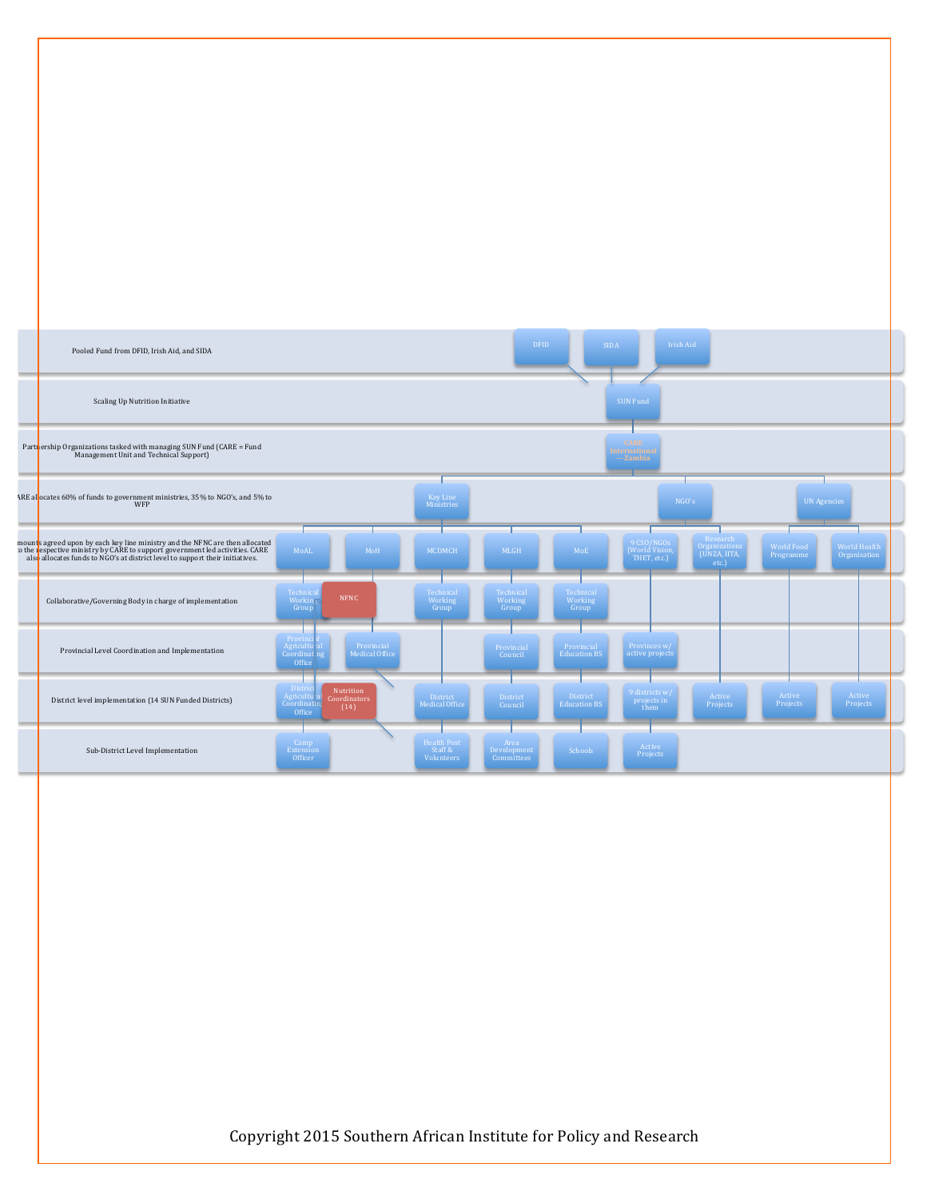Pooled Fund from DFID, Irish Aid, and SIDA: DFID, SIDA, Irish Aid

Scaling Up Nutrition Initiative: SUN Fund

Partnership Organizations tasked with managing SUN Fund (CARE = Fund Management Unit and Technical Support): CARE International – Zambia

CARE allocates 60% of funds to government ministries, 35% to NGO's, and 5% to WFP: Key Line Ministries, NGO's, UN Agencies

Amounts agreed upon by each key line ministry and the NFNC are then allocated to the respective ministry by CARE to support government led activities. CARE also allocates funds to NGO's at district level to support their initiatives.

| Level | MoAL | MoH | MCDMCH | MLGH | MoE | 9 CSO/NGOs (World Vision, THET, etc.) | Research Organizations (UNZA, IITA, etc.) | World Food Programme | World Health Organisation |
|---|---|---|---|---|---|---|---|---|---|
| Collaborative/Governing Body in charge of implementation | Technical Working Group | NFNC | Technical Working Group | Technical Working Group | Technical Working Group | | | | |
| Provincial Level Coordination and Implementation | Provincial Agricultural Coordinating Office | Provincial Medical Office | | Provincial Council | Provincial Education BS | Provinces w/ active projects | | | |
| District level implementation (14 SUN Funded Districts) | District Agricultural Coordinating Office | Nutrition Coordinators (14) | District Medical Office | District Council | District Education BS | 9 districts w/ projects in them | Active Projects | Active Projects | Active Projects |
| Sub-District Level Implementation | Camp Extension Officer | | Health Post Staff & Volunteers | Area Development Committees | Schools | Active Projects | | | |

Copyright 2015 Southern African Institute for Policy and Research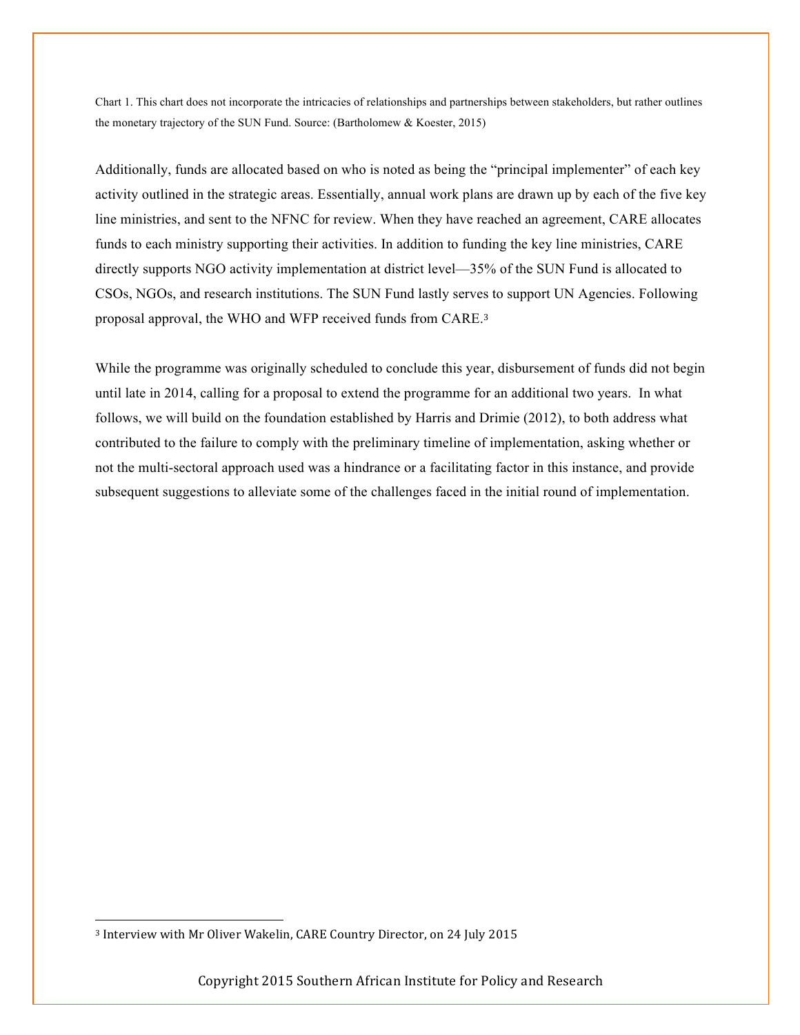Chart 1. This chart does not incorporate the intricacies of relationships and partnerships between stakeholders, but rather outlines the monetary trajectory of the SUN Fund. Source: (Bartholomew & Koester, 2015)

Additionally, funds are allocated based on who is noted as being the "principal implementer" of each key activity outlined in the strategic areas. Essentially, annual work plans are drawn up by each of the five key line ministries, and sent to the NFNC for review. When they have reached an agreement, CARE allocates funds to each ministry supporting their activities. In addition to funding the key line ministries, CARE directly supports NGO activity implementation at district level—35% of the SUN Fund is allocated to CSOs, NGOs, and research institutions. The SUN Fund lastly serves to support UN Agencies. Following proposal approval, the WHO and WFP received funds from CARE.[3]

While the programme was originally scheduled to conclude this year, disbursement of funds did not begin until late in 2014, calling for a proposal to extend the programme for an additional two years. In what follows, we will build on the foundation established by Harris and Drimie (2012), to both address what contributed to the failure to comply with the preliminary timeline of implementation, asking whether or not the multi-sectoral approach used was a hindrance or a facilitating factor in this instance, and provide subsequent suggestions to alleviate some of the challenges faced in the initial round of implementation.

[3] Interview with Mr Oliver Wakelin, CARE Country Director, on 24 July 2015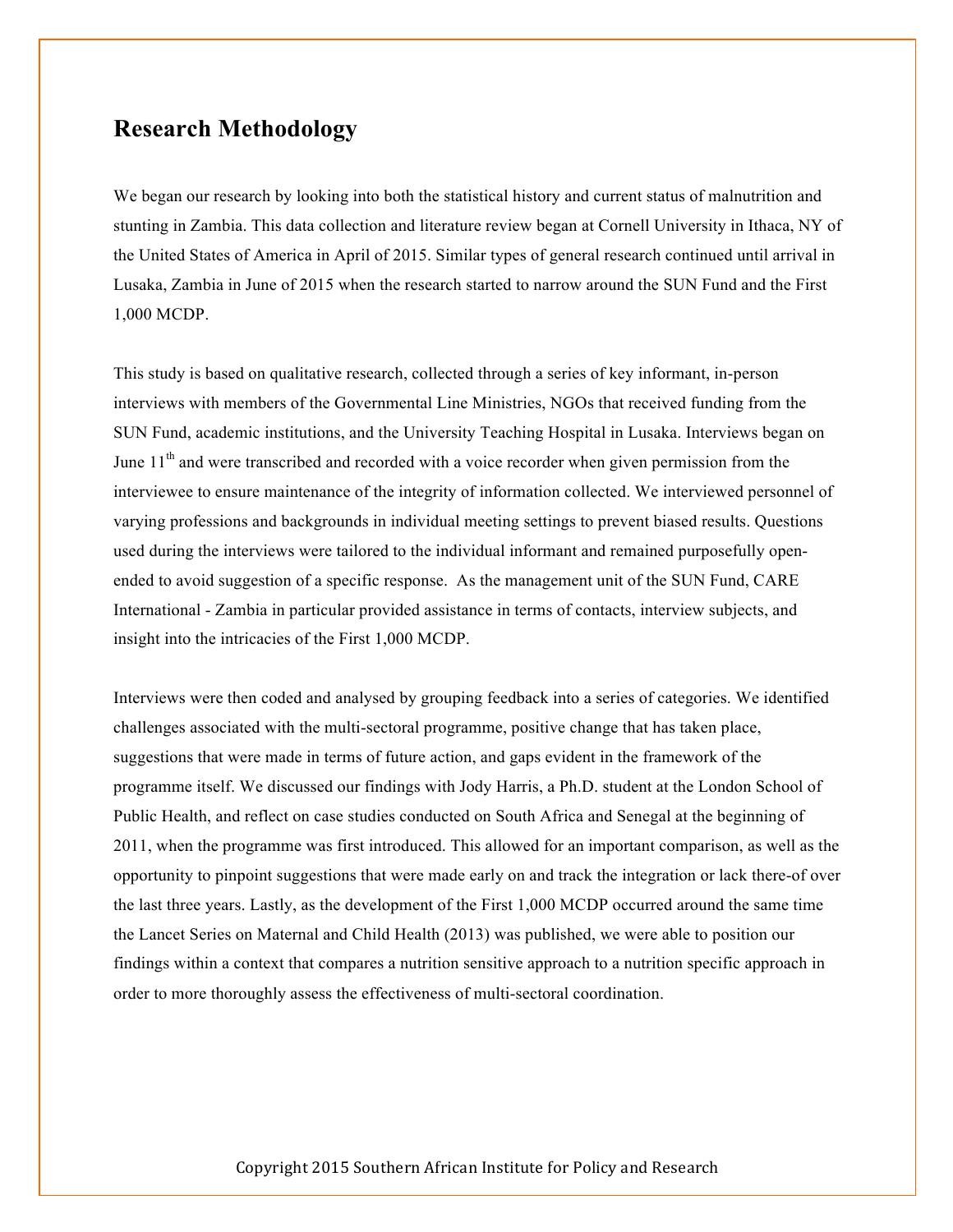## Research Methodology

We began our research by looking into both the statistical history and current status of malnutrition and stunting in Zambia. This data collection and literature review began at Cornell University in Ithaca, NY of the United States of America in April of 2015. Similar types of general research continued until arrival in Lusaka, Zambia in June of 2015 when the research started to narrow around the SUN Fund and the First 1,000 MCDP.

This study is based on qualitative research, collected through a series of key informant, in-person interviews with members of the Governmental Line Ministries, NGOs that received funding from the SUN Fund, academic institutions, and the University Teaching Hospital in Lusaka. Interviews began on June 11th and were transcribed and recorded with a voice recorder when given permission from the interviewee to ensure maintenance of the integrity of information collected. We interviewed personnel of varying professions and backgrounds in individual meeting settings to prevent biased results. Questions used during the interviews were tailored to the individual informant and remained purposefully open-ended to avoid suggestion of a specific response. As the management unit of the SUN Fund, CARE International - Zambia in particular provided assistance in terms of contacts, interview subjects, and insight into the intricacies of the First 1,000 MCDP.

Interviews were then coded and analysed by grouping feedback into a series of categories. We identified challenges associated with the multi-sectoral programme, positive change that has taken place, suggestions that were made in terms of future action, and gaps evident in the framework of the programme itself. We discussed our findings with Jody Harris, a Ph.D. student at the London School of Public Health, and reflect on case studies conducted on South Africa and Senegal at the beginning of 2011, when the programme was first introduced. This allowed for an important comparison, as well as the opportunity to pinpoint suggestions that were made early on and track the integration or lack there-of over the last three years. Lastly, as the development of the First 1,000 MCDP occurred around the same time the Lancet Series on Maternal and Child Health (2013) was published, we were able to position our findings within a context that compares a nutrition sensitive approach to a nutrition specific approach in order to more thoroughly assess the effectiveness of multi-sectoral coordination.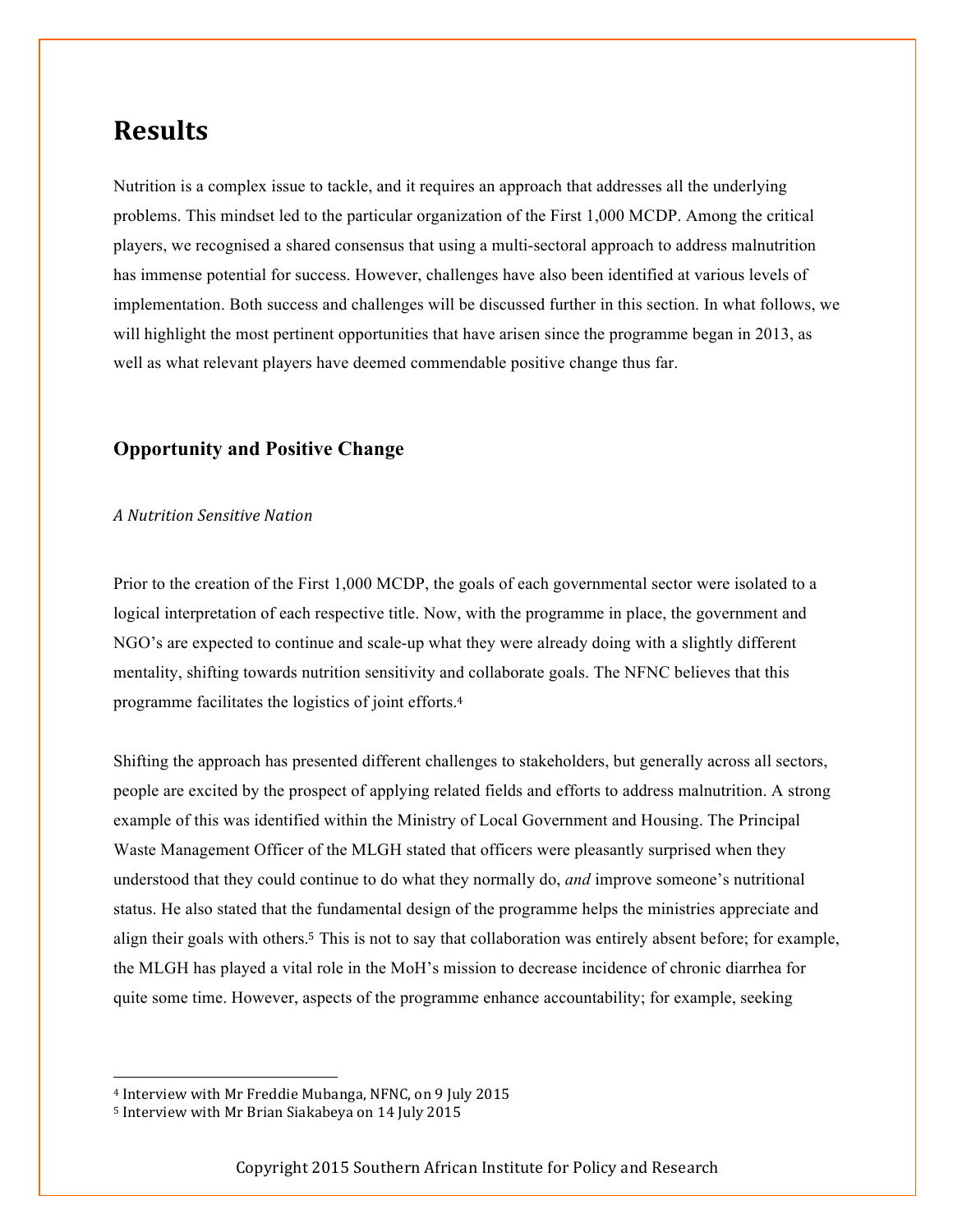# Results

Nutrition is a complex issue to tackle, and it requires an approach that addresses all the underlying problems. This mindset led to the particular organization of the First 1,000 MCDP. Among the critical players, we recognised a shared consensus that using a multi-sectoral approach to address malnutrition has immense potential for success. However, challenges have also been identified at various levels of implementation. Both success and challenges will be discussed further in this section. In what follows, we will highlight the most pertinent opportunities that have arisen since the programme began in 2013, as well as what relevant players have deemed commendable positive change thus far.

## Opportunity and Positive Change

*A Nutrition Sensitive Nation*

Prior to the creation of the First 1,000 MCDP, the goals of each governmental sector were isolated to a logical interpretation of each respective title. Now, with the programme in place, the government and NGO's are expected to continue and scale-up what they were already doing with a slightly different mentality, shifting towards nutrition sensitivity and collaborate goals. The NFNC believes that this programme facilitates the logistics of joint efforts.[4]

Shifting the approach has presented different challenges to stakeholders, but generally across all sectors, people are excited by the prospect of applying related fields and efforts to address malnutrition. A strong example of this was identified within the Ministry of Local Government and Housing. The Principal Waste Management Officer of the MLGH stated that officers were pleasantly surprised when they understood that they could continue to do what they normally do, *and* improve someone's nutritional status. He also stated that the fundamental design of the programme helps the ministries appreciate and align their goals with others.[5] This is not to say that collaboration was entirely absent before; for example, the MLGH has played a vital role in the MoH's mission to decrease incidence of chronic diarrhea for quite some time. However, aspects of the programme enhance accountability; for example, seeking

[4] Interview with Mr Freddie Mubanga, NFNC, on 9 July 2015
[5] Interview with Mr Brian Siakabeya on 14 July 2015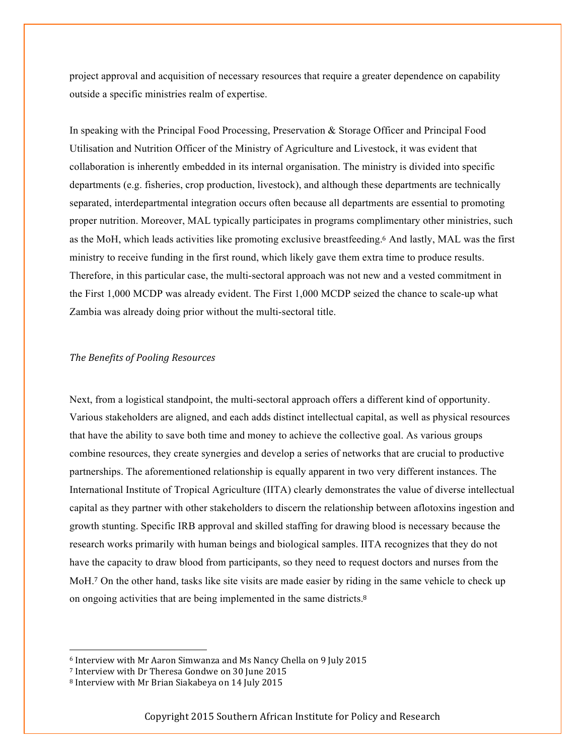project approval and acquisition of necessary resources that require a greater dependence on capability outside a specific ministries realm of expertise.

In speaking with the Principal Food Processing, Preservation & Storage Officer and Principal Food Utilisation and Nutrition Officer of the Ministry of Agriculture and Livestock, it was evident that collaboration is inherently embedded in its internal organisation. The ministry is divided into specific departments (e.g. fisheries, crop production, livestock), and although these departments are technically separated, interdepartmental integration occurs often because all departments are essential to promoting proper nutrition. Moreover, MAL typically participates in programs complimentary other ministries, such as the MoH, which leads activities like promoting exclusive breastfeeding.[6] And lastly, MAL was the first ministry to receive funding in the first round, which likely gave them extra time to produce results. Therefore, in this particular case, the multi-sectoral approach was not new and a vested commitment in the First 1,000 MCDP was already evident. The First 1,000 MCDP seized the chance to scale-up what Zambia was already doing prior without the multi-sectoral title.

*The Benefits of Pooling Resources*

Next, from a logistical standpoint, the multi-sectoral approach offers a different kind of opportunity. Various stakeholders are aligned, and each adds distinct intellectual capital, as well as physical resources that have the ability to save both time and money to achieve the collective goal. As various groups combine resources, they create synergies and develop a series of networks that are crucial to productive partnerships. The aforementioned relationship is equally apparent in two very different instances. The International Institute of Tropical Agriculture (IITA) clearly demonstrates the value of diverse intellectual capital as they partner with other stakeholders to discern the relationship between aflotoxins ingestion and growth stunting. Specific IRB approval and skilled staffing for drawing blood is necessary because the research works primarily with human beings and biological samples. IITA recognizes that they do not have the capacity to draw blood from participants, so they need to request doctors and nurses from the MoH.[7] On the other hand, tasks like site visits are made easier by riding in the same vehicle to check up on ongoing activities that are being implemented in the same districts.[8]

---

[6] Interview with Mr Aaron Simwanza and Ms Nancy Chella on 9 July 2015
[7] Interview with Dr Theresa Gondwe on 30 June 2015
[8] Interview with Mr Brian Siakabeya on 14 July 2015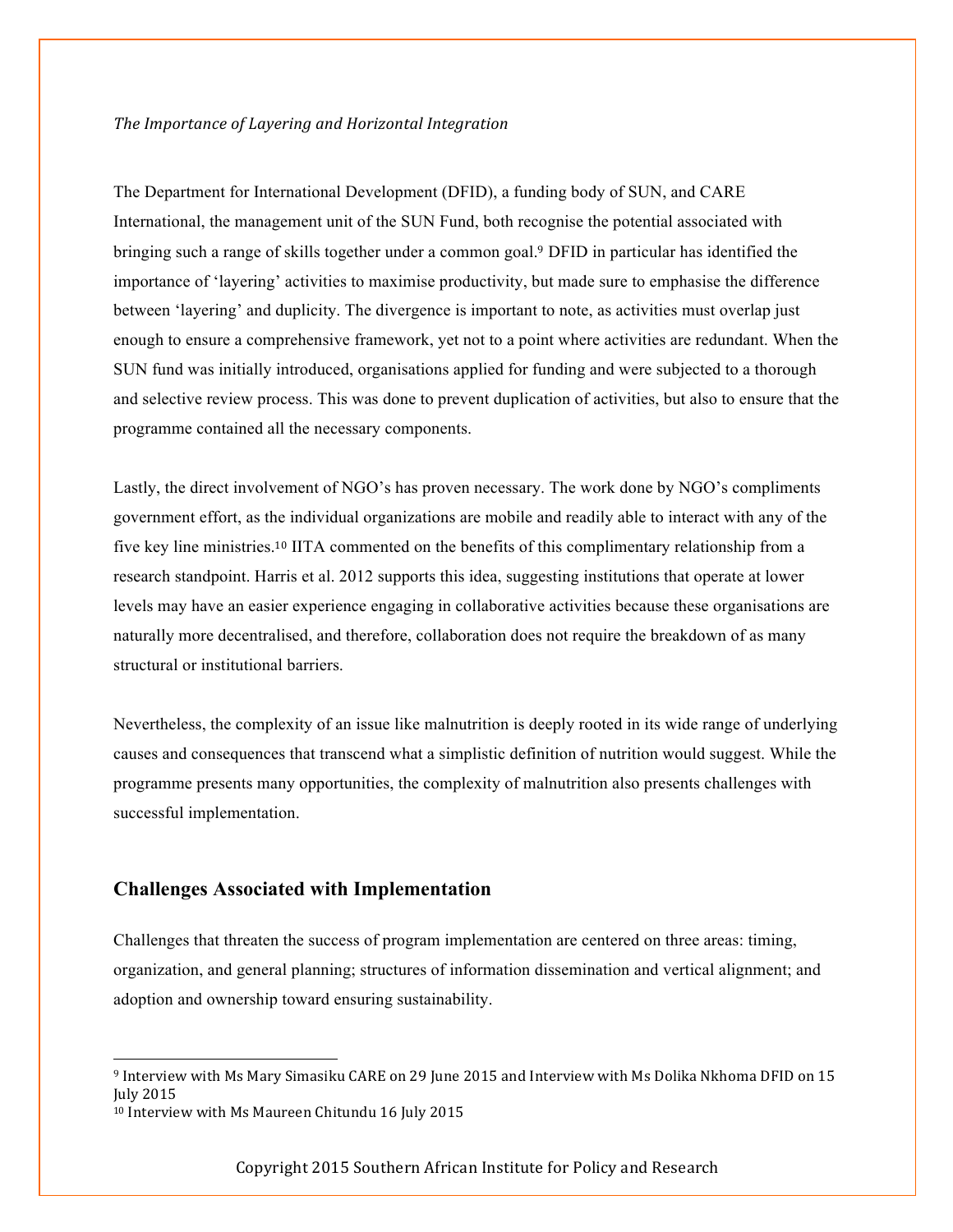*The Importance of Layering and Horizontal Integration*

The Department for International Development (DFID), a funding body of SUN, and CARE International, the management unit of the SUN Fund, both recognise the potential associated with bringing such a range of skills together under a common goal.[9] DFID in particular has identified the importance of 'layering' activities to maximise productivity, but made sure to emphasise the difference between 'layering' and duplicity. The divergence is important to note, as activities must overlap just enough to ensure a comprehensive framework, yet not to a point where activities are redundant. When the SUN fund was initially introduced, organisations applied for funding and were subjected to a thorough and selective review process. This was done to prevent duplication of activities, but also to ensure that the programme contained all the necessary components.

Lastly, the direct involvement of NGO's has proven necessary. The work done by NGO's compliments government effort, as the individual organizations are mobile and readily able to interact with any of the five key line ministries.[10] IITA commented on the benefits of this complimentary relationship from a research standpoint. Harris et al. 2012 supports this idea, suggesting institutions that operate at lower levels may have an easier experience engaging in collaborative activities because these organisations are naturally more decentralised, and therefore, collaboration does not require the breakdown of as many structural or institutional barriers.

Nevertheless, the complexity of an issue like malnutrition is deeply rooted in its wide range of underlying causes and consequences that transcend what a simplistic definition of nutrition would suggest. While the programme presents many opportunities, the complexity of malnutrition also presents challenges with successful implementation.

## Challenges Associated with Implementation

Challenges that threaten the success of program implementation are centered on three areas: timing, organization, and general planning; structures of information dissemination and vertical alignment; and adoption and ownership toward ensuring sustainability.

---

[9] Interview with Ms Mary Simasiku CARE on 29 June 2015 and Interview with Ms Dolika Nkhoma DFID on 15 July 2015

[10] Interview with Ms Maureen Chitundu 16 July 2015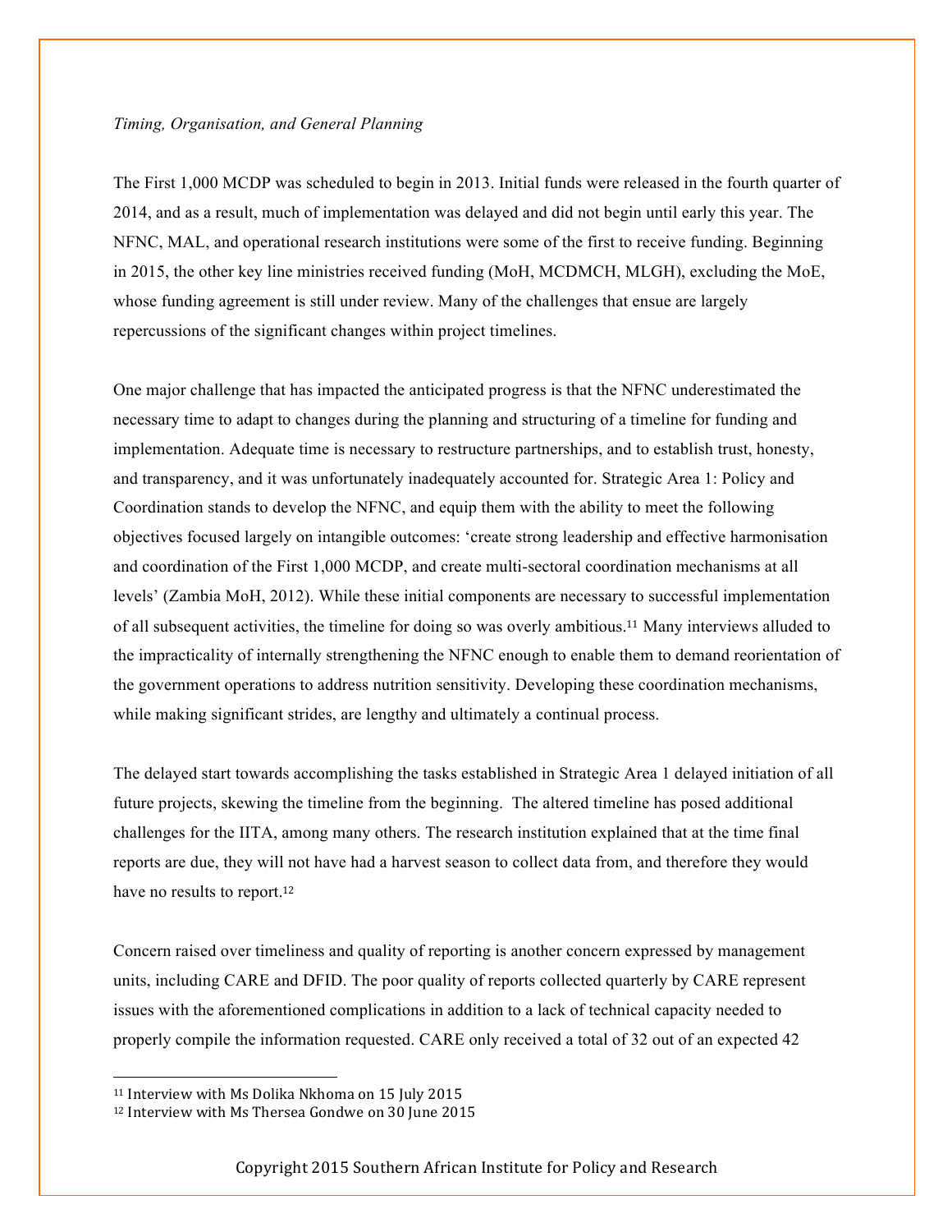*Timing, Organisation, and General Planning*

The First 1,000 MCDP was scheduled to begin in 2013. Initial funds were released in the fourth quarter of 2014, and as a result, much of implementation was delayed and did not begin until early this year. The NFNC, MAL, and operational research institutions were some of the first to receive funding. Beginning in 2015, the other key line ministries received funding (MoH, MCDMCH, MLGH), excluding the MoE, whose funding agreement is still under review. Many of the challenges that ensue are largely repercussions of the significant changes within project timelines.

One major challenge that has impacted the anticipated progress is that the NFNC underestimated the necessary time to adapt to changes during the planning and structuring of a timeline for funding and implementation. Adequate time is necessary to restructure partnerships, and to establish trust, honesty, and transparency, and it was unfortunately inadequately accounted for. Strategic Area 1: Policy and Coordination stands to develop the NFNC, and equip them with the ability to meet the following objectives focused largely on intangible outcomes: 'create strong leadership and effective harmonisation and coordination of the First 1,000 MCDP, and create multi-sectoral coordination mechanisms at all levels' (Zambia MoH, 2012). While these initial components are necessary to successful implementation of all subsequent activities, the timeline for doing so was overly ambitious.[11] Many interviews alluded to the impracticality of internally strengthening the NFNC enough to enable them to demand reorientation of the government operations to address nutrition sensitivity. Developing these coordination mechanisms, while making significant strides, are lengthy and ultimately a continual process.

The delayed start towards accomplishing the tasks established in Strategic Area 1 delayed initiation of all future projects, skewing the timeline from the beginning. The altered timeline has posed additional challenges for the IITA, among many others. The research institution explained that at the time final reports are due, they will not have had a harvest season to collect data from, and therefore they would have no results to report.[12]

Concern raised over timeliness and quality of reporting is another concern expressed by management units, including CARE and DFID. The poor quality of reports collected quarterly by CARE represent issues with the aforementioned complications in addition to a lack of technical capacity needed to properly compile the information requested. CARE only received a total of 32 out of an expected 42

---

[11] Interview with Ms Dolika Nkhoma on 15 July 2015

[12] Interview with Ms Thersea Gondwe on 30 June 2015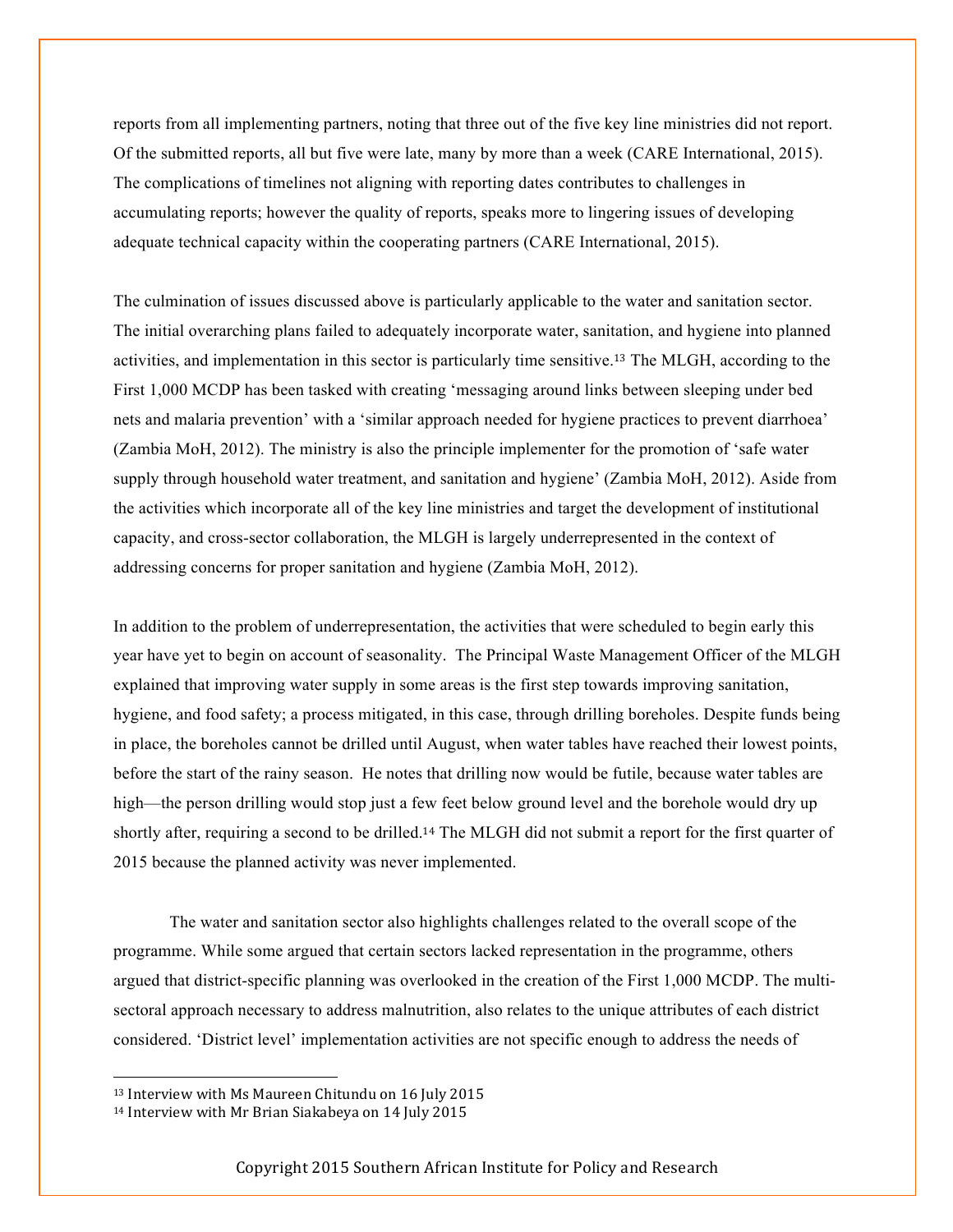reports from all implementing partners, noting that three out of the five key line ministries did not report. Of the submitted reports, all but five were late, many by more than a week (CARE International, 2015). The complications of timelines not aligning with reporting dates contributes to challenges in accumulating reports; however the quality of reports, speaks more to lingering issues of developing adequate technical capacity within the cooperating partners (CARE International, 2015).

The culmination of issues discussed above is particularly applicable to the water and sanitation sector. The initial overarching plans failed to adequately incorporate water, sanitation, and hygiene into planned activities, and implementation in this sector is particularly time sensitive.[13] The MLGH, according to the First 1,000 MCDP has been tasked with creating 'messaging around links between sleeping under bed nets and malaria prevention' with a 'similar approach needed for hygiene practices to prevent diarrhoea' (Zambia MoH, 2012). The ministry is also the principle implementer for the promotion of 'safe water supply through household water treatment, and sanitation and hygiene' (Zambia MoH, 2012). Aside from the activities which incorporate all of the key line ministries and target the development of institutional capacity, and cross-sector collaboration, the MLGH is largely underrepresented in the context of addressing concerns for proper sanitation and hygiene (Zambia MoH, 2012).

In addition to the problem of underrepresentation, the activities that were scheduled to begin early this year have yet to begin on account of seasonality. The Principal Waste Management Officer of the MLGH explained that improving water supply in some areas is the first step towards improving sanitation, hygiene, and food safety; a process mitigated, in this case, through drilling boreholes. Despite funds being in place, the boreholes cannot be drilled until August, when water tables have reached their lowest points, before the start of the rainy season. He notes that drilling now would be futile, because water tables are high—the person drilling would stop just a few feet below ground level and the borehole would dry up shortly after, requiring a second to be drilled.[14] The MLGH did not submit a report for the first quarter of 2015 because the planned activity was never implemented.

The water and sanitation sector also highlights challenges related to the overall scope of the programme. While some argued that certain sectors lacked representation in the programme, others argued that district-specific planning was overlooked in the creation of the First 1,000 MCDP. The multi-sectoral approach necessary to address malnutrition, also relates to the unique attributes of each district considered. 'District level' implementation activities are not specific enough to address the needs of

---

[13] Interview with Ms Maureen Chitundu on 16 July 2015

[14] Interview with Mr Brian Siakabeya on 14 July 2015

Copyright 2015 Southern African Institute for Policy and Research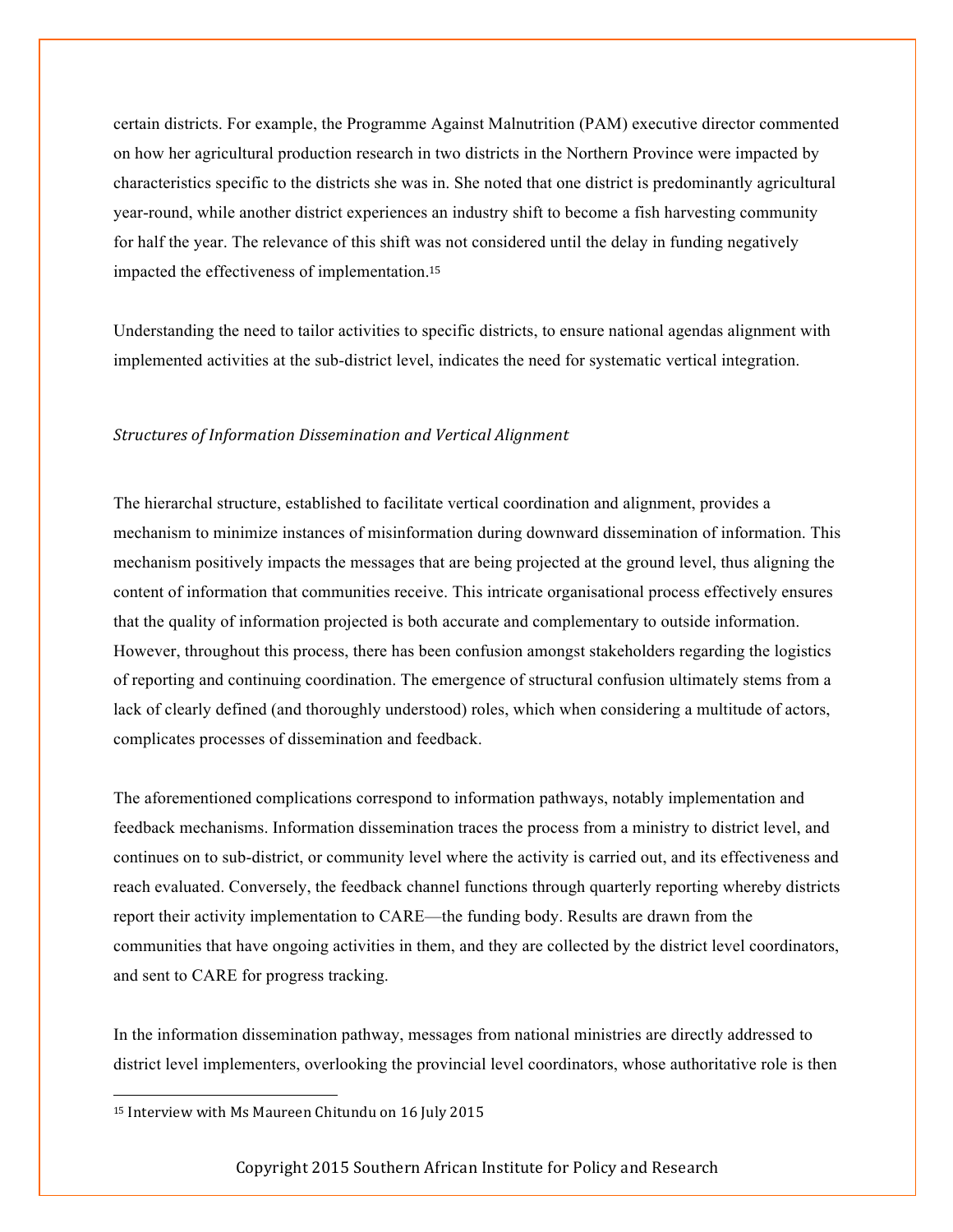certain districts. For example, the Programme Against Malnutrition (PAM) executive director commented on how her agricultural production research in two districts in the Northern Province were impacted by characteristics specific to the districts she was in. She noted that one district is predominantly agricultural year-round, while another district experiences an industry shift to become a fish harvesting community for half the year. The relevance of this shift was not considered until the delay in funding negatively impacted the effectiveness of implementation.[15]

Understanding the need to tailor activities to specific districts, to ensure national agendas alignment with implemented activities at the sub-district level, indicates the need for systematic vertical integration.

*Structures of Information Dissemination and Vertical Alignment*

The hierarchal structure, established to facilitate vertical coordination and alignment, provides a mechanism to minimize instances of misinformation during downward dissemination of information. This mechanism positively impacts the messages that are being projected at the ground level, thus aligning the content of information that communities receive. This intricate organisational process effectively ensures that the quality of information projected is both accurate and complementary to outside information. However, throughout this process, there has been confusion amongst stakeholders regarding the logistics of reporting and continuing coordination. The emergence of structural confusion ultimately stems from a lack of clearly defined (and thoroughly understood) roles, which when considering a multitude of actors, complicates processes of dissemination and feedback.

The aforementioned complications correspond to information pathways, notably implementation and feedback mechanisms. Information dissemination traces the process from a ministry to district level, and continues on to sub-district, or community level where the activity is carried out, and its effectiveness and reach evaluated. Conversely, the feedback channel functions through quarterly reporting whereby districts report their activity implementation to CARE—the funding body. Results are drawn from the communities that have ongoing activities in them, and they are collected by the district level coordinators, and sent to CARE for progress tracking.

In the information dissemination pathway, messages from national ministries are directly addressed to district level implementers, overlooking the provincial level coordinators, whose authoritative role is then

[15] Interview with Ms Maureen Chitundu on 16 July 2015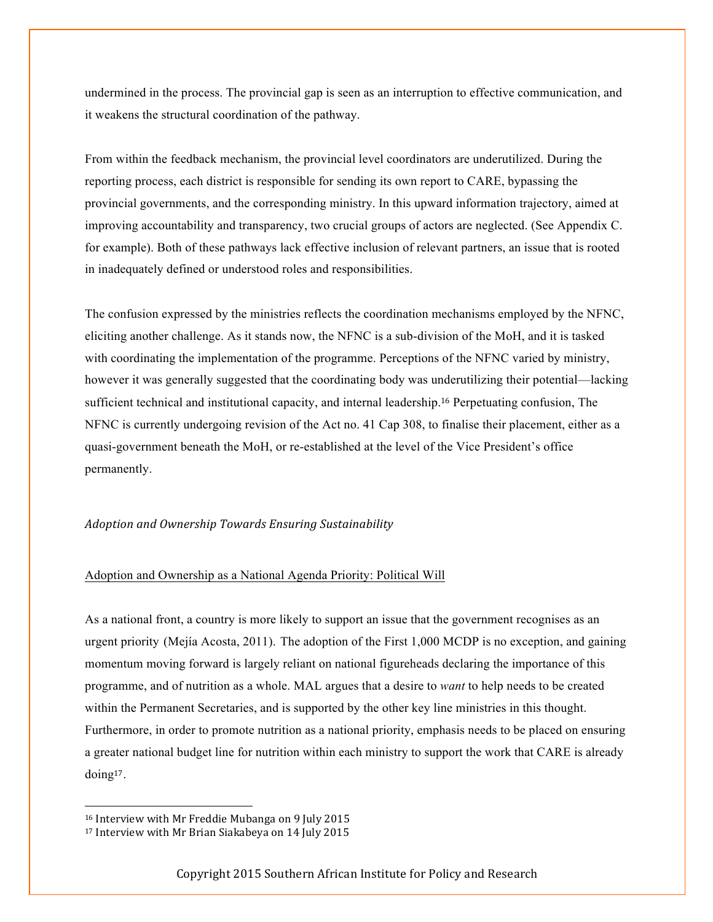undermined in the process. The provincial gap is seen as an interruption to effective communication, and it weakens the structural coordination of the pathway.

From within the feedback mechanism, the provincial level coordinators are underutilized. During the reporting process, each district is responsible for sending its own report to CARE, bypassing the provincial governments, and the corresponding ministry. In this upward information trajectory, aimed at improving accountability and transparency, two crucial groups of actors are neglected. (See Appendix C. for example). Both of these pathways lack effective inclusion of relevant partners, an issue that is rooted in inadequately defined or understood roles and responsibilities.

The confusion expressed by the ministries reflects the coordination mechanisms employed by the NFNC, eliciting another challenge. As it stands now, the NFNC is a sub-division of the MoH, and it is tasked with coordinating the implementation of the programme. Perceptions of the NFNC varied by ministry, however it was generally suggested that the coordinating body was underutilizing their potential—lacking sufficient technical and institutional capacity, and internal leadership.[16] Perpetuating confusion, The NFNC is currently undergoing revision of the Act no. 41 Cap 308, to finalise their placement, either as a quasi-government beneath the MoH, or re-established at the level of the Vice President's office permanently.

*Adoption and Ownership Towards Ensuring Sustainability*

Adoption and Ownership as a National Agenda Priority: Political Will

As a national front, a country is more likely to support an issue that the government recognises as an urgent priority (Mejía Acosta, 2011). The adoption of the First 1,000 MCDP is no exception, and gaining momentum moving forward is largely reliant on national figureheads declaring the importance of this programme, and of nutrition as a whole. MAL argues that a desire to *want* to help needs to be created within the Permanent Secretaries, and is supported by the other key line ministries in this thought. Furthermore, in order to promote nutrition as a national priority, emphasis needs to be placed on ensuring a greater national budget line for nutrition within each ministry to support the work that CARE is already doing[17].

[16] Interview with Mr Freddie Mubanga on 9 July 2015
[17] Interview with Mr Brian Siakabeya on 14 July 2015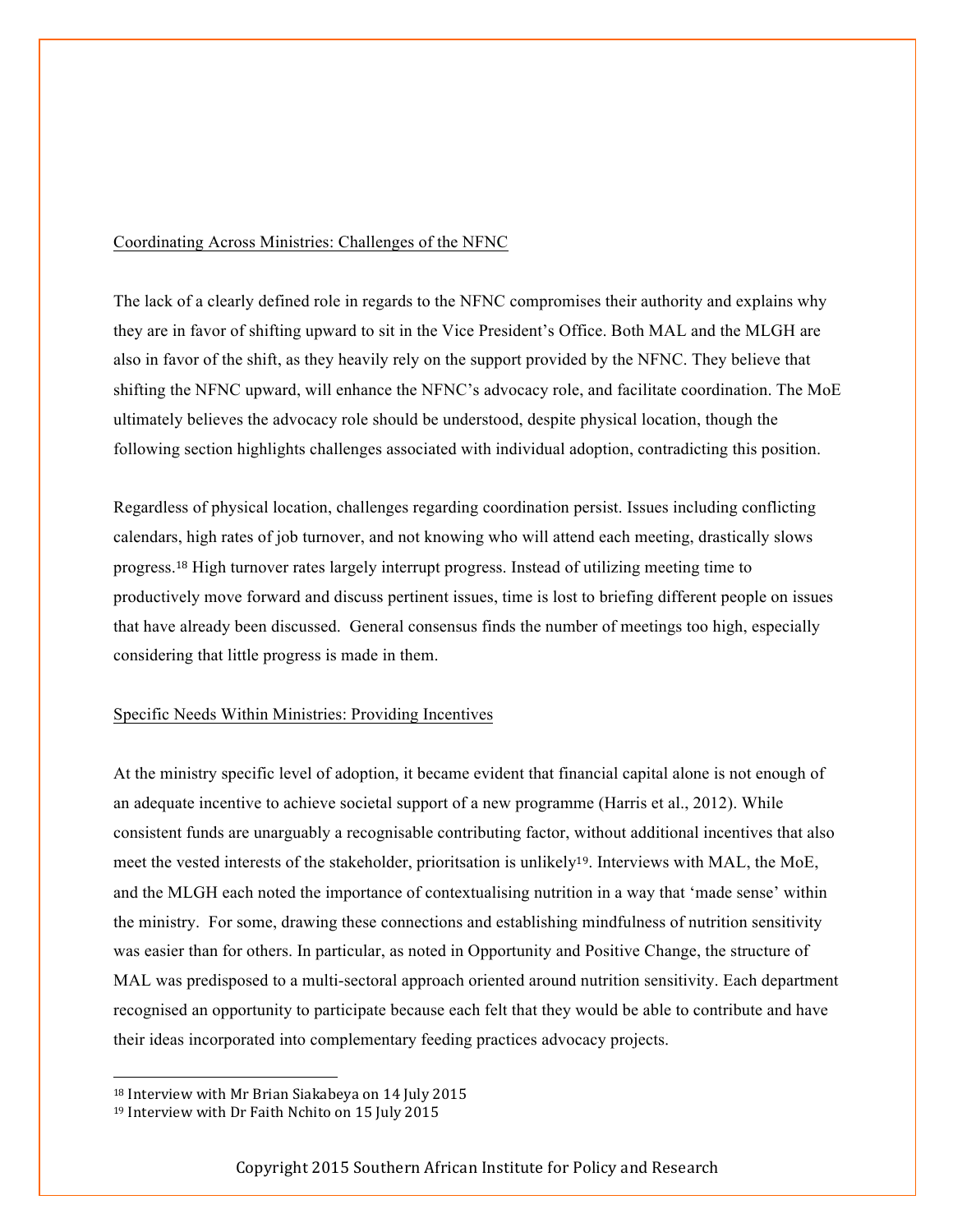## Coordinating Across Ministries: Challenges of the NFNC

The lack of a clearly defined role in regards to the NFNC compromises their authority and explains why they are in favor of shifting upward to sit in the Vice President's Office. Both MAL and the MLGH are also in favor of the shift, as they heavily rely on the support provided by the NFNC. They believe that shifting the NFNC upward, will enhance the NFNC's advocacy role, and facilitate coordination. The MoE ultimately believes the advocacy role should be understood, despite physical location, though the following section highlights challenges associated with individual adoption, contradicting this position.

Regardless of physical location, challenges regarding coordination persist. Issues including conflicting calendars, high rates of job turnover, and not knowing who will attend each meeting, drastically slows progress.[18] High turnover rates largely interrupt progress. Instead of utilizing meeting time to productively move forward and discuss pertinent issues, time is lost to briefing different people on issues that have already been discussed. General consensus finds the number of meetings too high, especially considering that little progress is made in them.

## Specific Needs Within Ministries: Providing Incentives

At the ministry specific level of adoption, it became evident that financial capital alone is not enough of an adequate incentive to achieve societal support of a new programme (Harris et al., 2012). While consistent funds are unarguably a recognisable contributing factor, without additional incentives that also meet the vested interests of the stakeholder, prioritsation is unlikely[19]. Interviews with MAL, the MoE, and the MLGH each noted the importance of contextualising nutrition in a way that 'made sense' within the ministry. For some, drawing these connections and establishing mindfulness of nutrition sensitivity was easier than for others. In particular, as noted in Opportunity and Positive Change, the structure of MAL was predisposed to a multi-sectoral approach oriented around nutrition sensitivity. Each department recognised an opportunity to participate because each felt that they would be able to contribute and have their ideas incorporated into complementary feeding practices advocacy projects.

---

[18] Interview with Mr Brian Siakabeya on 14 July 2015

[19] Interview with Dr Faith Nchito on 15 July 2015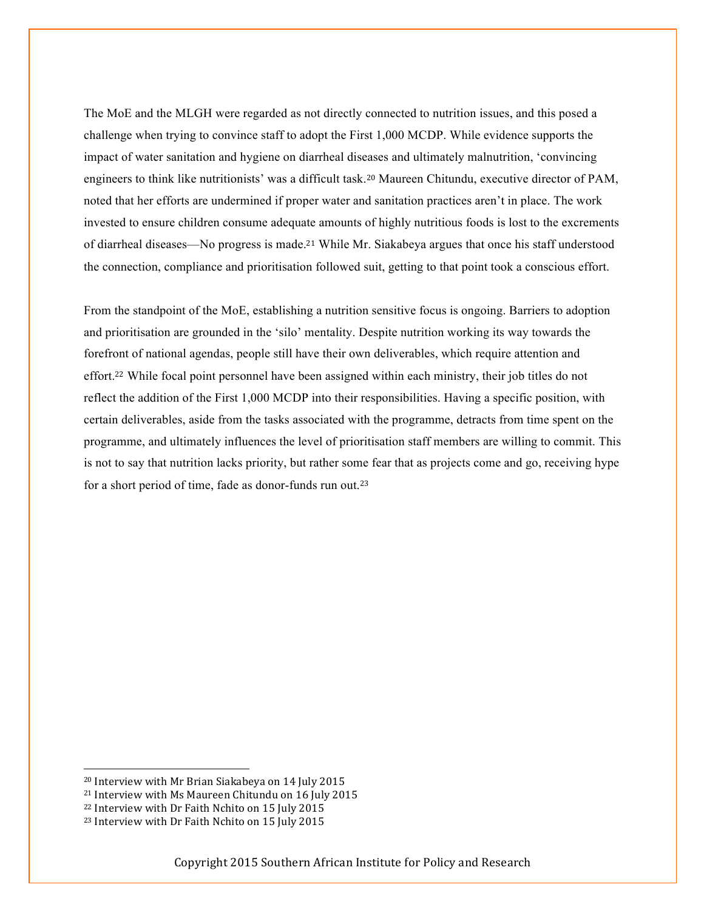The MoE and the MLGH were regarded as not directly connected to nutrition issues, and this posed a challenge when trying to convince staff to adopt the First 1,000 MCDP. While evidence supports the impact of water sanitation and hygiene on diarrheal diseases and ultimately malnutrition, 'convincing engineers to think like nutritionists' was a difficult task.[20] Maureen Chitundu, executive director of PAM, noted that her efforts are undermined if proper water and sanitation practices aren't in place. The work invested to ensure children consume adequate amounts of highly nutritious foods is lost to the excrements of diarrheal diseases—No progress is made.[21] While Mr. Siakabeya argues that once his staff understood the connection, compliance and prioritisation followed suit, getting to that point took a conscious effort.

From the standpoint of the MoE, establishing a nutrition sensitive focus is ongoing. Barriers to adoption and prioritisation are grounded in the 'silo' mentality. Despite nutrition working its way towards the forefront of national agendas, people still have their own deliverables, which require attention and effort.[22] While focal point personnel have been assigned within each ministry, their job titles do not reflect the addition of the First 1,000 MCDP into their responsibilities. Having a specific position, with certain deliverables, aside from the tasks associated with the programme, detracts from time spent on the programme, and ultimately influences the level of prioritisation staff members are willing to commit. This is not to say that nutrition lacks priority, but rather some fear that as projects come and go, receiving hype for a short period of time, fade as donor-funds run out.[23]

---

[20] Interview with Mr Brian Siakabeya on 14 July 2015

[21] Interview with Ms Maureen Chitundu on 16 July 2015

[22] Interview with Dr Faith Nchito on 15 July 2015

[23] Interview with Dr Faith Nchito on 15 July 2015

Copyright 2015 Southern African Institute for Policy and Research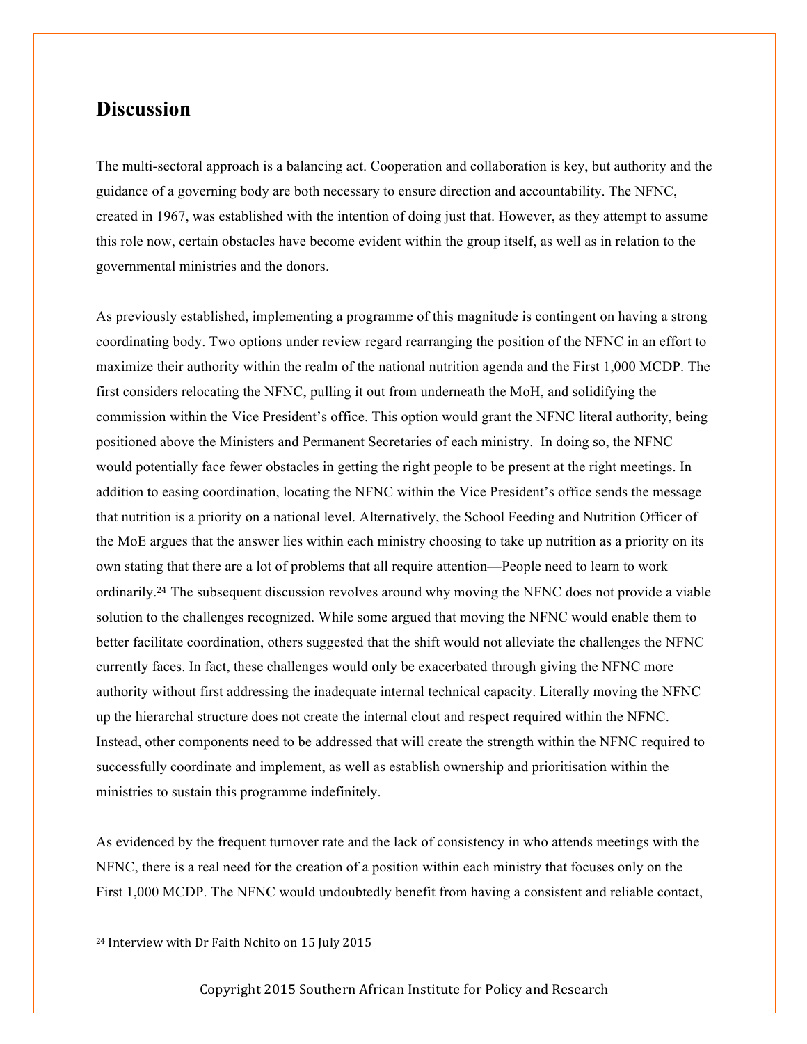## Discussion

The multi-sectoral approach is a balancing act. Cooperation and collaboration is key, but authority and the guidance of a governing body are both necessary to ensure direction and accountability. The NFNC, created in 1967, was established with the intention of doing just that. However, as they attempt to assume this role now, certain obstacles have become evident within the group itself, as well as in relation to the governmental ministries and the donors.

As previously established, implementing a programme of this magnitude is contingent on having a strong coordinating body. Two options under review regard rearranging the position of the NFNC in an effort to maximize their authority within the realm of the national nutrition agenda and the First 1,000 MCDP. The first considers relocating the NFNC, pulling it out from underneath the MoH, and solidifying the commission within the Vice President's office. This option would grant the NFNC literal authority, being positioned above the Ministers and Permanent Secretaries of each ministry. In doing so, the NFNC would potentially face fewer obstacles in getting the right people to be present at the right meetings. In addition to easing coordination, locating the NFNC within the Vice President's office sends the message that nutrition is a priority on a national level. Alternatively, the School Feeding and Nutrition Officer of the MoE argues that the answer lies within each ministry choosing to take up nutrition as a priority on its own stating that there are a lot of problems that all require attention—People need to learn to work ordinarily.[24] The subsequent discussion revolves around why moving the NFNC does not provide a viable solution to the challenges recognized. While some argued that moving the NFNC would enable them to better facilitate coordination, others suggested that the shift would not alleviate the challenges the NFNC currently faces. In fact, these challenges would only be exacerbated through giving the NFNC more authority without first addressing the inadequate internal technical capacity. Literally moving the NFNC up the hierarchal structure does not create the internal clout and respect required within the NFNC. Instead, other components need to be addressed that will create the strength within the NFNC required to successfully coordinate and implement, as well as establish ownership and prioritisation within the ministries to sustain this programme indefinitely.

As evidenced by the frequent turnover rate and the lack of consistency in who attends meetings with the NFNC, there is a real need for the creation of a position within each ministry that focuses only on the First 1,000 MCDP. The NFNC would undoubtedly benefit from having a consistent and reliable contact,

---

[24] Interview with Dr Faith Nchito on 15 July 2015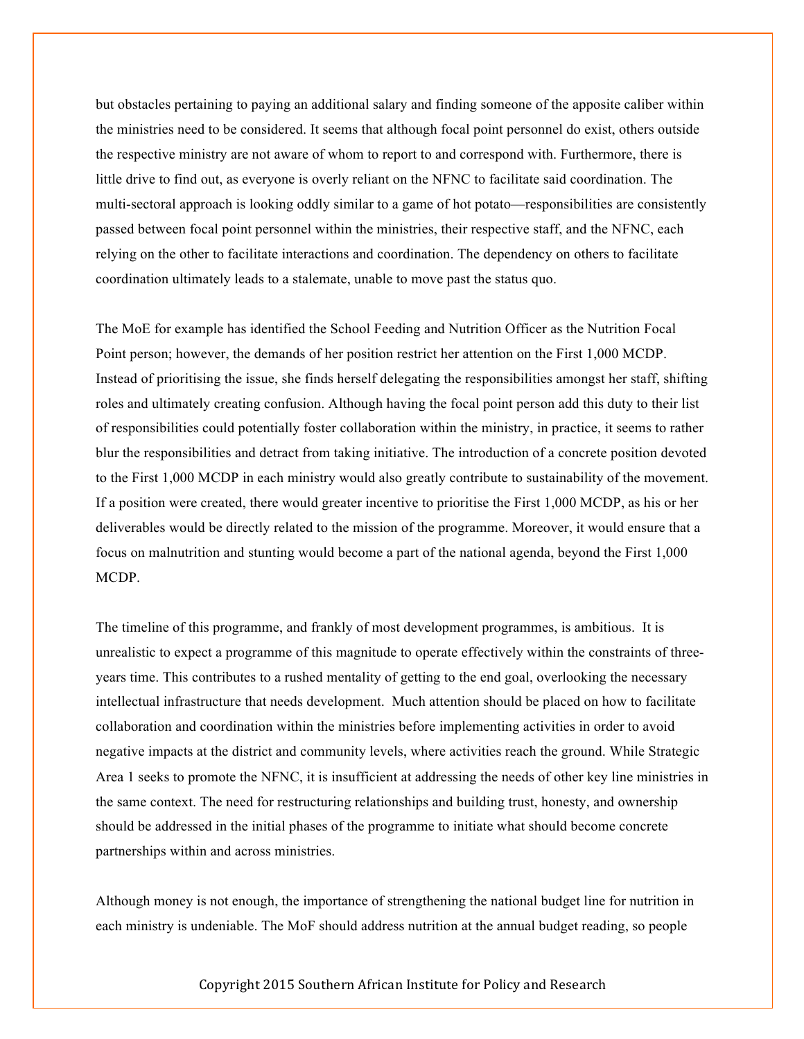but obstacles pertaining to paying an additional salary and finding someone of the apposite caliber within the ministries need to be considered. It seems that although focal point personnel do exist, others outside the respective ministry are not aware of whom to report to and correspond with. Furthermore, there is little drive to find out, as everyone is overly reliant on the NFNC to facilitate said coordination. The multi-sectoral approach is looking oddly similar to a game of hot potato—responsibilities are consistently passed between focal point personnel within the ministries, their respective staff, and the NFNC, each relying on the other to facilitate interactions and coordination. The dependency on others to facilitate coordination ultimately leads to a stalemate, unable to move past the status quo.

The MoE for example has identified the School Feeding and Nutrition Officer as the Nutrition Focal Point person; however, the demands of her position restrict her attention on the First 1,000 MCDP. Instead of prioritising the issue, she finds herself delegating the responsibilities amongst her staff, shifting roles and ultimately creating confusion. Although having the focal point person add this duty to their list of responsibilities could potentially foster collaboration within the ministry, in practice, it seems to rather blur the responsibilities and detract from taking initiative. The introduction of a concrete position devoted to the First 1,000 MCDP in each ministry would also greatly contribute to sustainability of the movement. If a position were created, there would greater incentive to prioritise the First 1,000 MCDP, as his or her deliverables would be directly related to the mission of the programme. Moreover, it would ensure that a focus on malnutrition and stunting would become a part of the national agenda, beyond the First 1,000 MCDP.

The timeline of this programme, and frankly of most development programmes, is ambitious. It is unrealistic to expect a programme of this magnitude to operate effectively within the constraints of three-years time. This contributes to a rushed mentality of getting to the end goal, overlooking the necessary intellectual infrastructure that needs development. Much attention should be placed on how to facilitate collaboration and coordination within the ministries before implementing activities in order to avoid negative impacts at the district and community levels, where activities reach the ground. While Strategic Area 1 seeks to promote the NFNC, it is insufficient at addressing the needs of other key line ministries in the same context. The need for restructuring relationships and building trust, honesty, and ownership should be addressed in the initial phases of the programme to initiate what should become concrete partnerships within and across ministries.

Although money is not enough, the importance of strengthening the national budget line for nutrition in each ministry is undeniable. The MoF should address nutrition at the annual budget reading, so people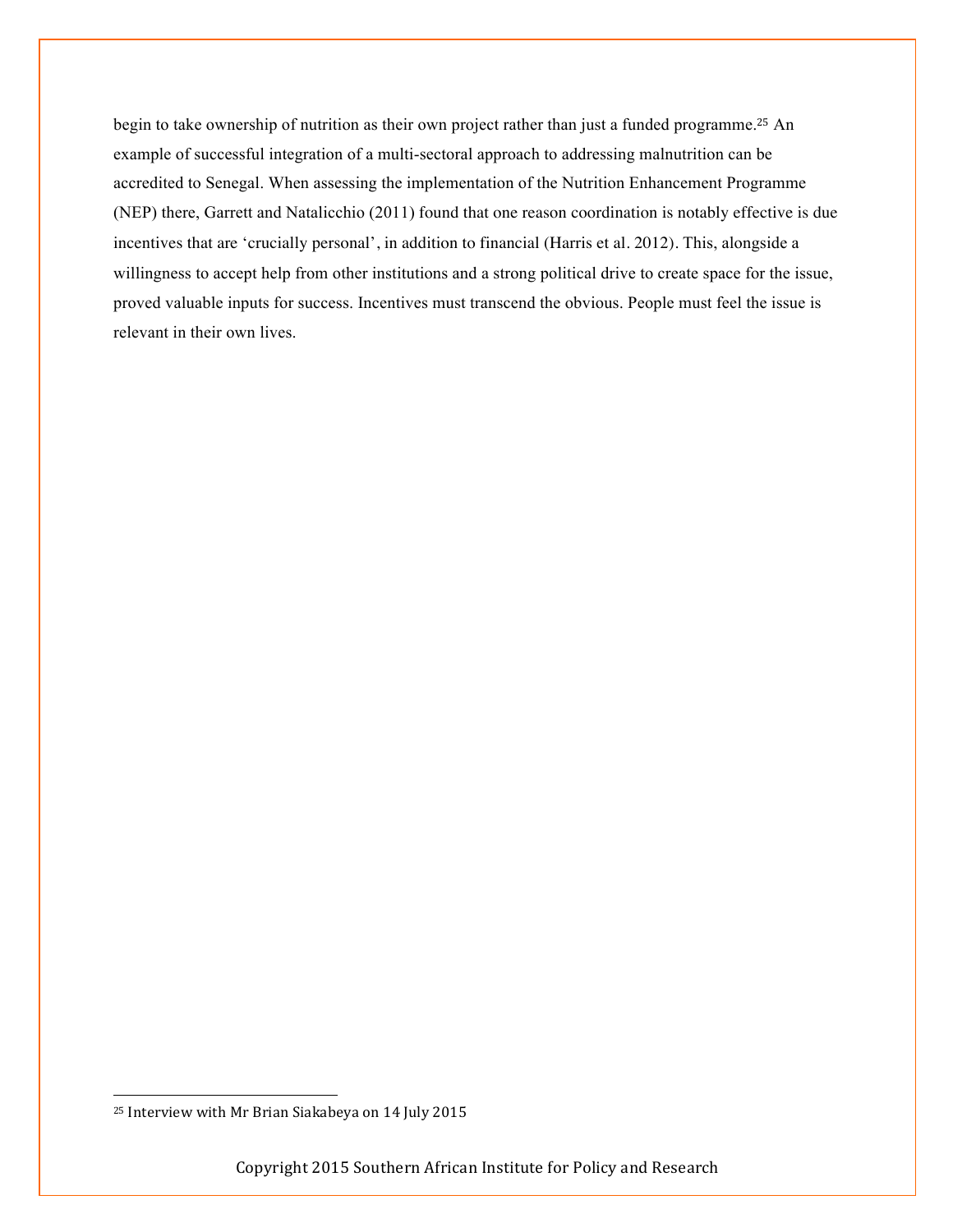begin to take ownership of nutrition as their own project rather than just a funded programme.[25] An example of successful integration of a multi-sectoral approach to addressing malnutrition can be accredited to Senegal. When assessing the implementation of the Nutrition Enhancement Programme (NEP) there, Garrett and Natalicchio (2011) found that one reason coordination is notably effective is due incentives that are 'crucially personal', in addition to financial (Harris et al. 2012). This, alongside a willingness to accept help from other institutions and a strong political drive to create space for the issue, proved valuable inputs for success. Incentives must transcend the obvious. People must feel the issue is relevant in their own lives.

[25] Interview with Mr Brian Siakabeya on 14 July 2015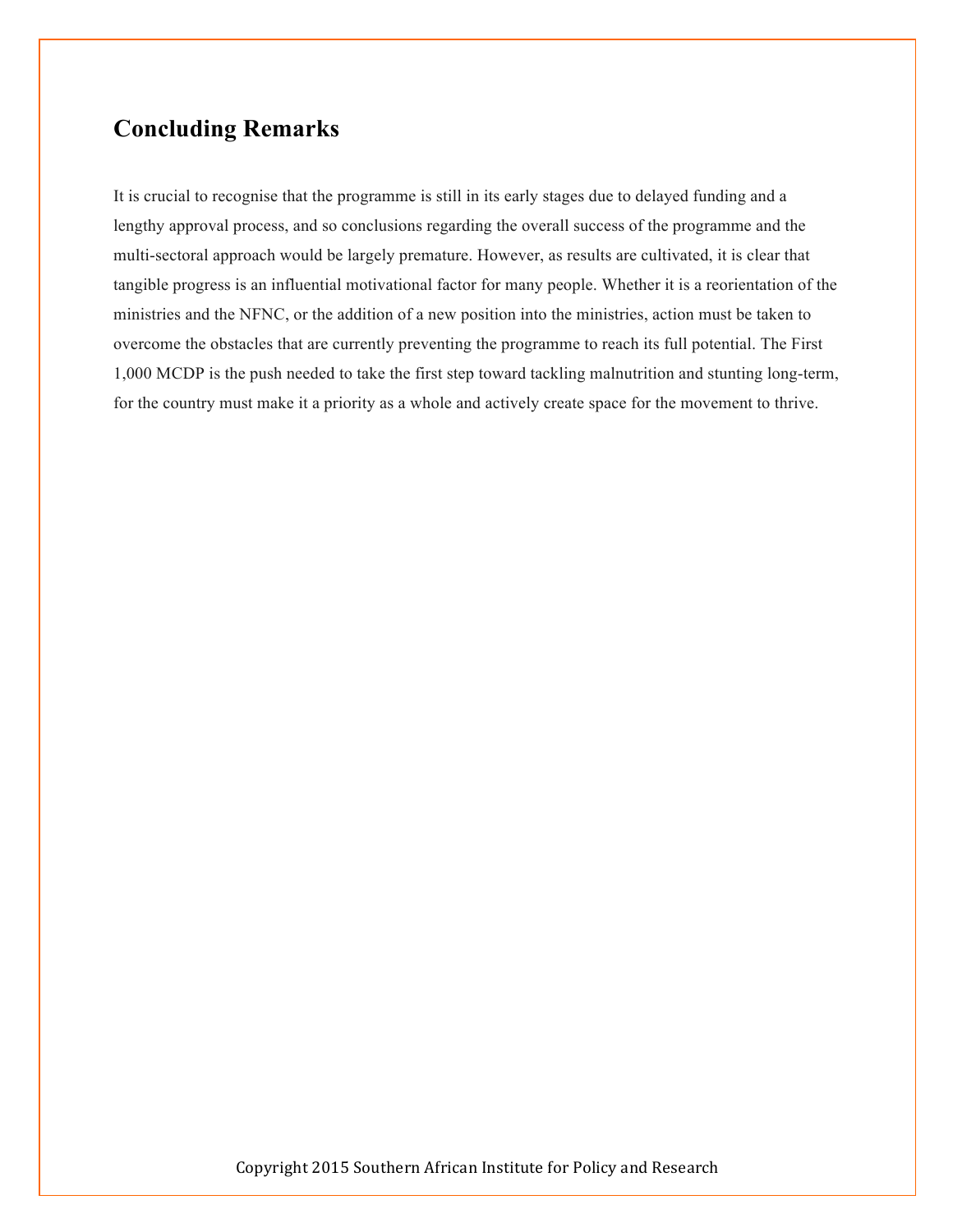## Concluding Remarks

It is crucial to recognise that the programme is still in its early stages due to delayed funding and a lengthy approval process, and so conclusions regarding the overall success of the programme and the multi-sectoral approach would be largely premature. However, as results are cultivated, it is clear that tangible progress is an influential motivational factor for many people. Whether it is a reorientation of the ministries and the NFNC, or the addition of a new position into the ministries, action must be taken to overcome the obstacles that are currently preventing the programme to reach its full potential. The First 1,000 MCDP is the push needed to take the first step toward tackling malnutrition and stunting long-term, for the country must make it a priority as a whole and actively create space for the movement to thrive.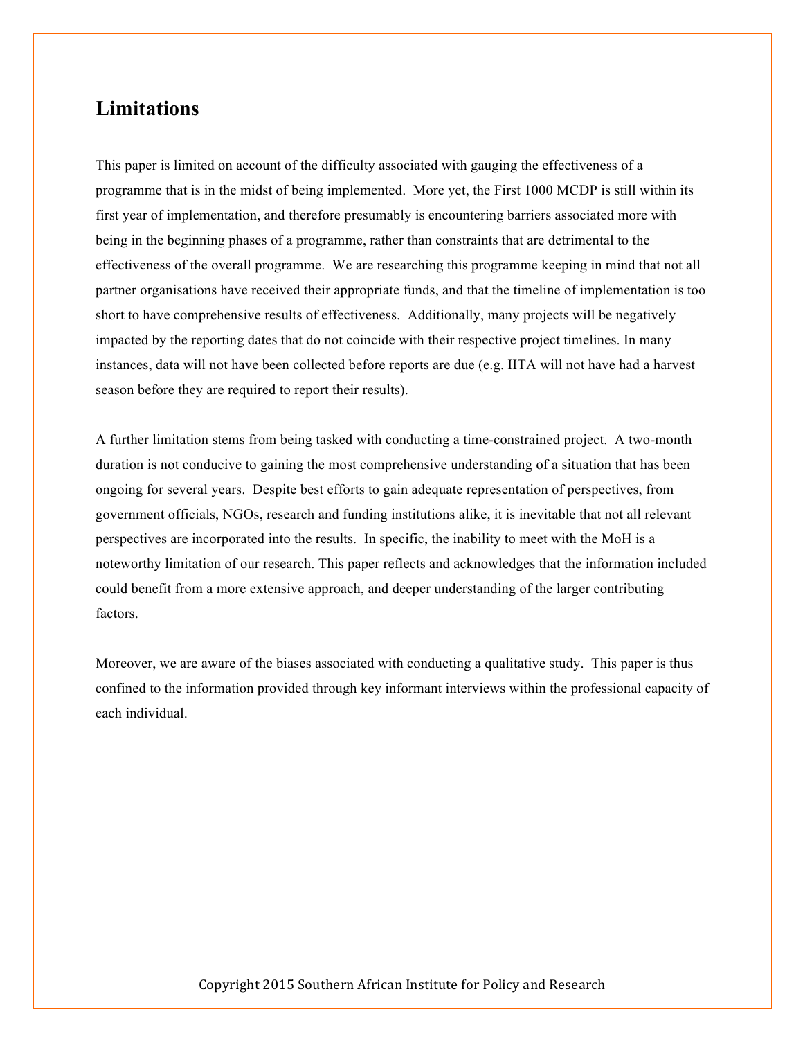## Limitations

This paper is limited on account of the difficulty associated with gauging the effectiveness of a programme that is in the midst of being implemented. More yet, the First 1000 MCDP is still within its first year of implementation, and therefore presumably is encountering barriers associated more with being in the beginning phases of a programme, rather than constraints that are detrimental to the effectiveness of the overall programme. We are researching this programme keeping in mind that not all partner organisations have received their appropriate funds, and that the timeline of implementation is too short to have comprehensive results of effectiveness. Additionally, many projects will be negatively impacted by the reporting dates that do not coincide with their respective project timelines. In many instances, data will not have been collected before reports are due (e.g. IITA will not have had a harvest season before they are required to report their results).

A further limitation stems from being tasked with conducting a time-constrained project. A two-month duration is not conducive to gaining the most comprehensive understanding of a situation that has been ongoing for several years. Despite best efforts to gain adequate representation of perspectives, from government officials, NGOs, research and funding institutions alike, it is inevitable that not all relevant perspectives are incorporated into the results. In specific, the inability to meet with the MoH is a noteworthy limitation of our research. This paper reflects and acknowledges that the information included could benefit from a more extensive approach, and deeper understanding of the larger contributing factors.

Moreover, we are aware of the biases associated with conducting a qualitative study. This paper is thus confined to the information provided through key informant interviews within the professional capacity of each individual.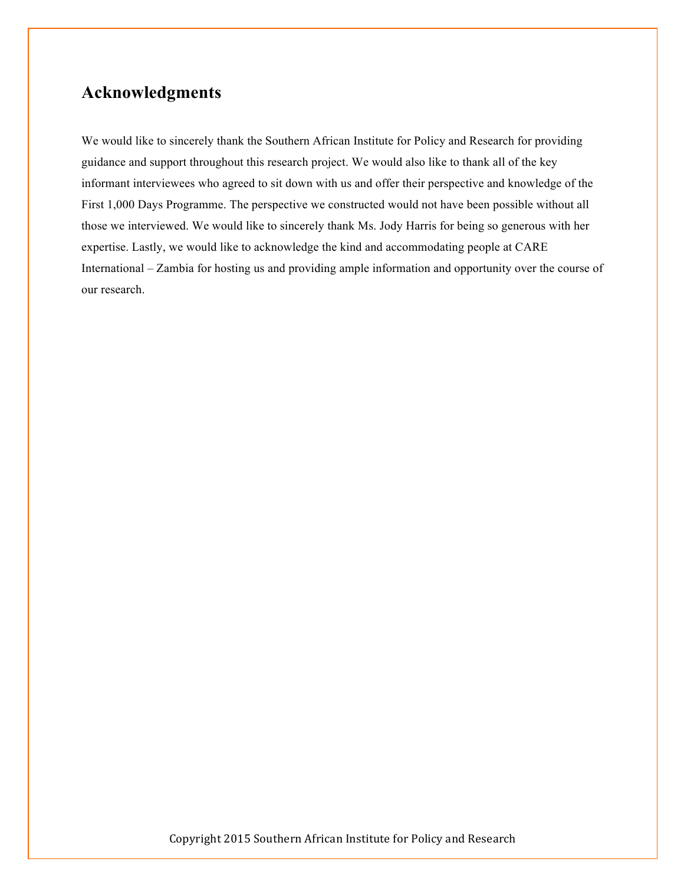## Acknowledgments

We would like to sincerely thank the Southern African Institute for Policy and Research for providing guidance and support throughout this research project. We would also like to thank all of the key informant interviewees who agreed to sit down with us and offer their perspective and knowledge of the First 1,000 Days Programme. The perspective we constructed would not have been possible without all those we interviewed. We would like to sincerely thank Ms. Jody Harris for being so generous with her expertise. Lastly, we would like to acknowledge the kind and accommodating people at CARE International – Zambia for hosting us and providing ample information and opportunity over the course of our research.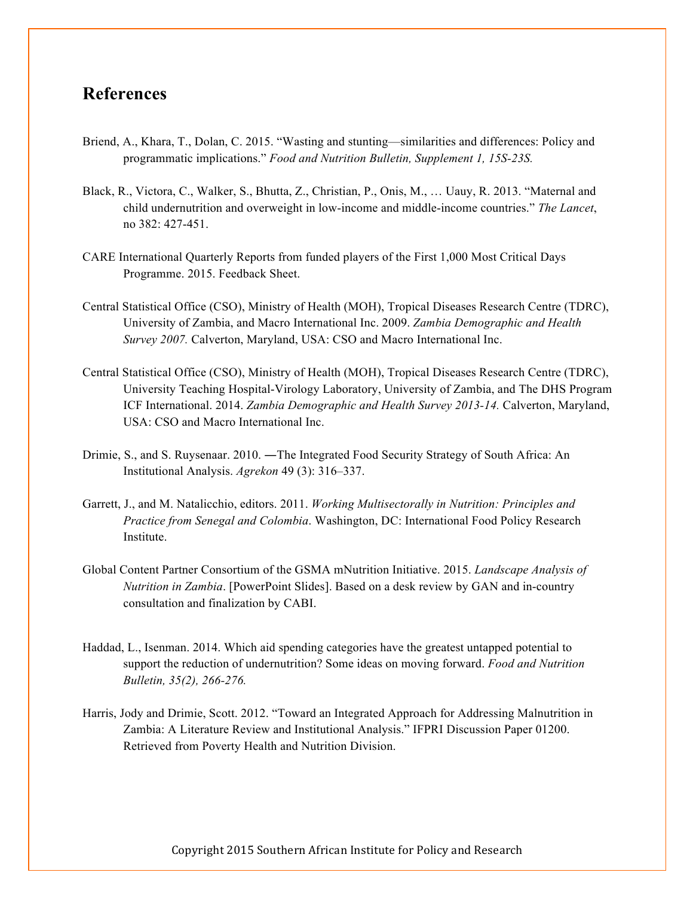## References

Briend, A., Khara, T., Dolan, C. 2015. "Wasting and stunting—similarities and differences: Policy and programmatic implications." *Food and Nutrition Bulletin, Supplement 1, 15S-23S.*

Black, R., Victora, C., Walker, S., Bhutta, Z., Christian, P., Onis, M., … Uauy, R. 2013. "Maternal and child undernutrition and overweight in low-income and middle-income countries." *The Lancet*, no 382: 427-451.

CARE International Quarterly Reports from funded players of the First 1,000 Most Critical Days Programme. 2015. Feedback Sheet.

Central Statistical Office (CSO), Ministry of Health (MOH), Tropical Diseases Research Centre (TDRC), University of Zambia, and Macro International Inc. 2009. *Zambia Demographic and Health Survey 2007.* Calverton, Maryland, USA: CSO and Macro International Inc.

Central Statistical Office (CSO), Ministry of Health (MOH), Tropical Diseases Research Centre (TDRC), University Teaching Hospital-Virology Laboratory, University of Zambia, and The DHS Program ICF International. 2014. *Zambia Demographic and Health Survey 2013-14.* Calverton, Maryland, USA: CSO and Macro International Inc.

Drimie, S., and S. Ruysenaar. 2010. ―The Integrated Food Security Strategy of South Africa: An Institutional Analysis. *Agrekon* 49 (3): 316–337.

Garrett, J., and M. Natalicchio, editors. 2011. *Working Multisectorally in Nutrition: Principles and Practice from Senegal and Colombia*. Washington, DC: International Food Policy Research Institute.

Global Content Partner Consortium of the GSMA mNutrition Initiative. 2015. *Landscape Analysis of Nutrition in Zambia*. [PowerPoint Slides]. Based on a desk review by GAN and in-country consultation and finalization by CABI.

Haddad, L., Isenman. 2014. Which aid spending categories have the greatest untapped potential to support the reduction of undernutrition? Some ideas on moving forward. *Food and Nutrition Bulletin, 35(2), 266-276.*

Harris, Jody and Drimie, Scott. 2012. "Toward an Integrated Approach for Addressing Malnutrition in Zambia: A Literature Review and Institutional Analysis." IFPRI Discussion Paper 01200. Retrieved from Poverty Health and Nutrition Division.

Copyright 2015 Southern African Institute for Policy and Research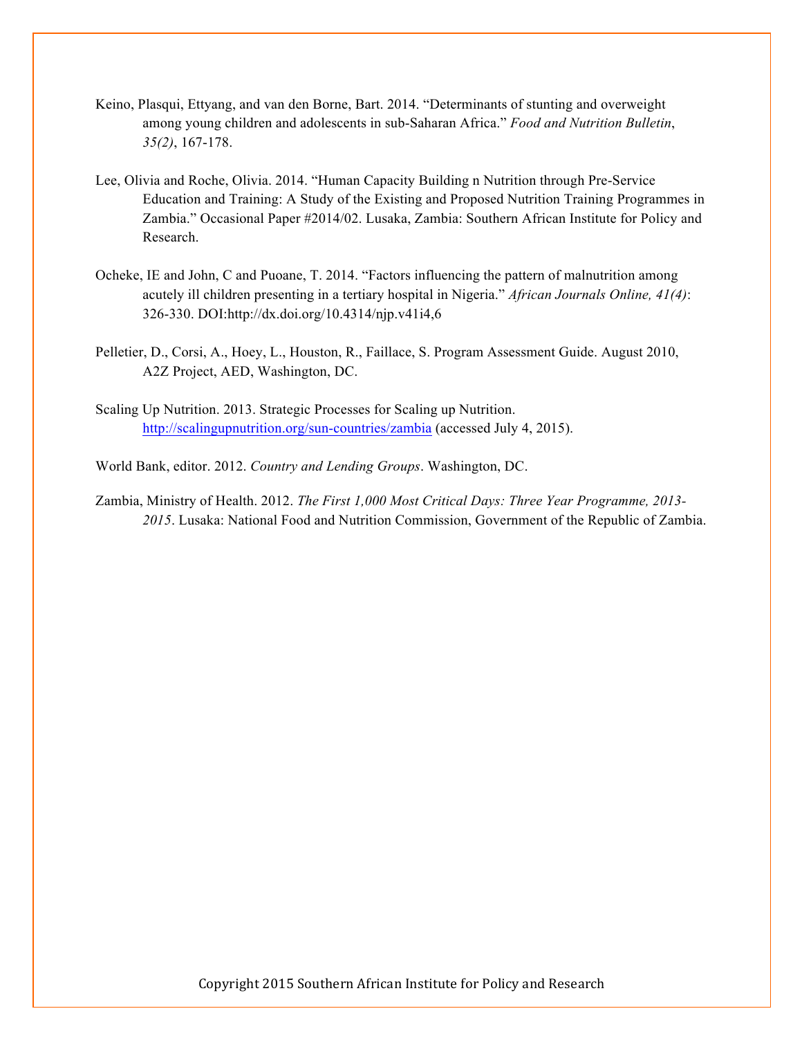Keino, Plasqui, Ettyang, and van den Borne, Bart. 2014. "Determinants of stunting and overweight among young children and adolescents in sub-Saharan Africa." *Food and Nutrition Bulletin*, *35(2)*, 167-178.

Lee, Olivia and Roche, Olivia. 2014. "Human Capacity Building n Nutrition through Pre-Service Education and Training: A Study of the Existing and Proposed Nutrition Training Programmes in Zambia." Occasional Paper #2014/02. Lusaka, Zambia: Southern African Institute for Policy and Research.

Ocheke, IE and John, C and Puoane, T. 2014. "Factors influencing the pattern of malnutrition among acutely ill children presenting in a tertiary hospital in Nigeria." *African Journals Online, 41(4)*: 326-330. DOI:http://dx.doi.org/10.4314/njp.v41i4,6

Pelletier, D., Corsi, A., Hoey, L., Houston, R., Faillace, S. Program Assessment Guide. August 2010, A2Z Project, AED, Washington, DC.

Scaling Up Nutrition. 2013. Strategic Processes for Scaling up Nutrition. http://scalingupnutrition.org/sun-countries/zambia (accessed July 4, 2015).

World Bank, editor. 2012. *Country and Lending Groups*. Washington, DC.

Zambia, Ministry of Health. 2012. *The First 1,000 Most Critical Days: Three Year Programme, 2013-2015*. Lusaka: National Food and Nutrition Commission, Government of the Republic of Zambia.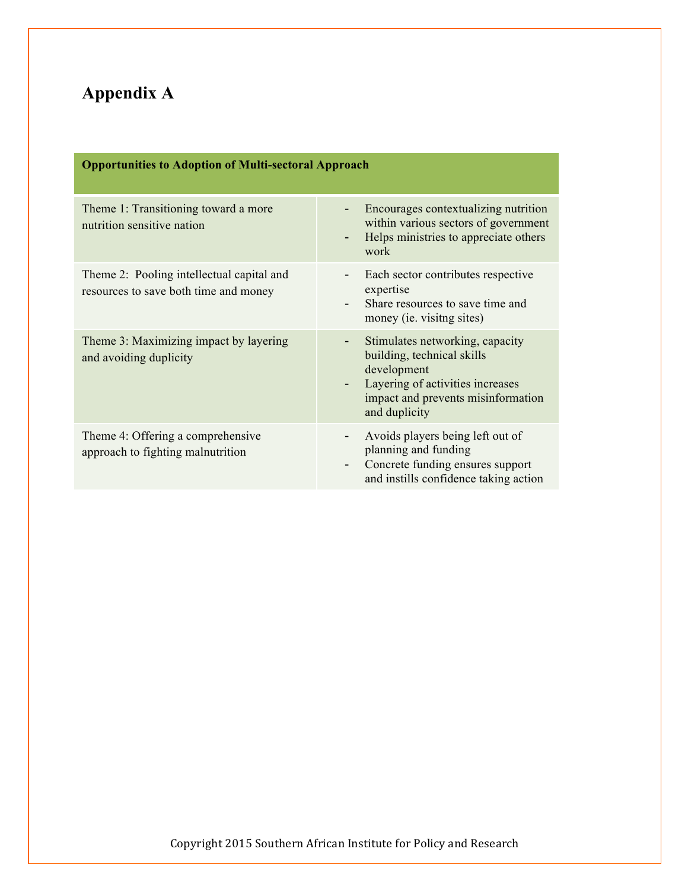# Appendix A

| Opportunities to Adoption of Multi-sectoral Approach | |
|---|---|
| Theme 1: Transitioning toward a more nutrition sensitive nation | - Encourages contextualizing nutrition within various sectors of government<br>- Helps ministries to appreciate others work |
| Theme 2: Pooling intellectual capital and resources to save both time and money | - Each sector contributes respective expertise<br>- Share resources to save time and money (ie. visitng sites) |
| Theme 3: Maximizing impact by layering and avoiding duplicity | - Stimulates networking, capacity building, technical skills development<br>- Layering of activities increases impact and prevents misinformation and duplicity |
| Theme 4: Offering a comprehensive approach to fighting malnutrition | - Avoids players being left out of planning and funding<br>- Concrete funding ensures support and instills confidence taking action |

Copyright 2015 Southern African Institute for Policy and Research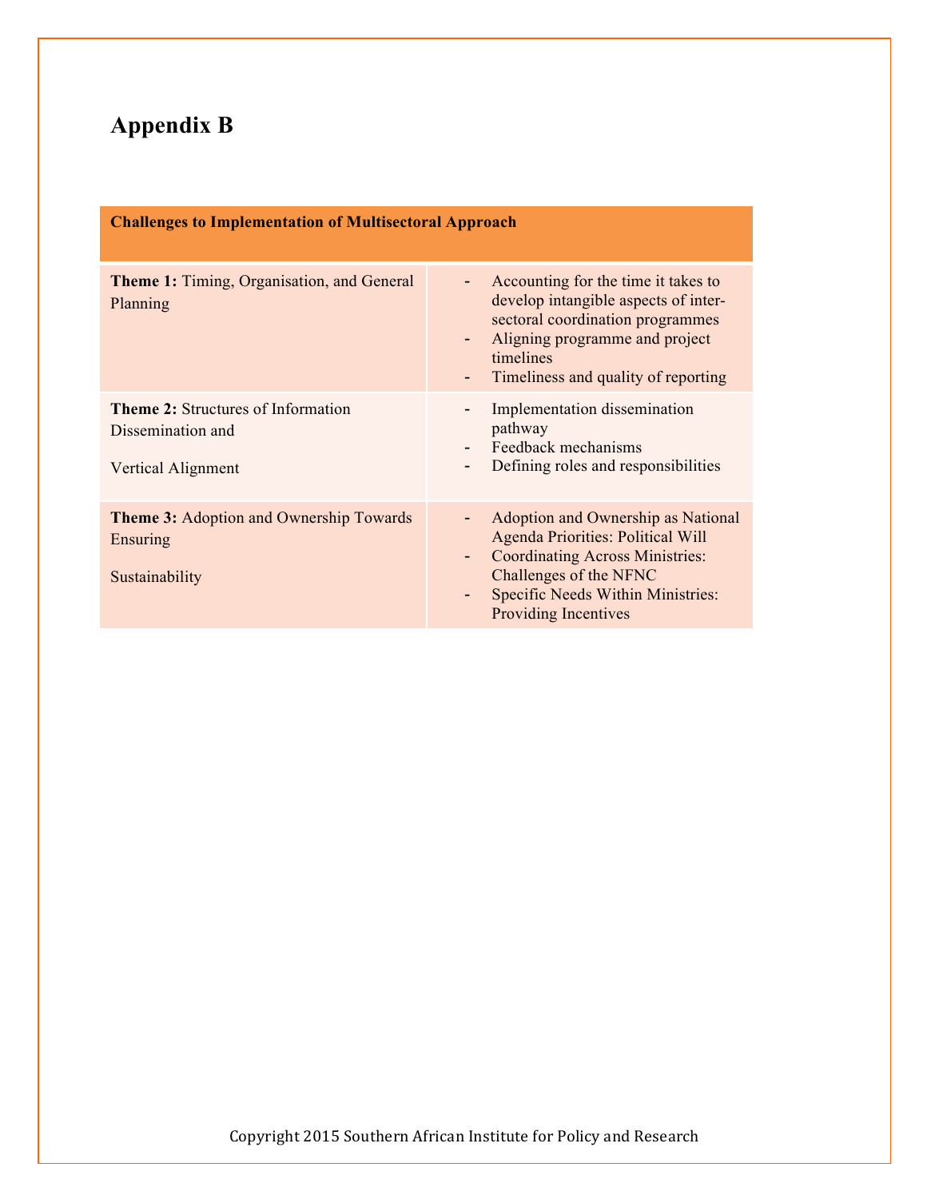## Appendix B

| Challenges to Implementation of Multisectoral Approach | |
|---|---|
| **Theme 1:** Timing, Organisation, and General Planning | - Accounting for the time it takes to develop intangible aspects of inter-sectoral coordination programmes<br>- Aligning programme and project timelines<br>- Timeliness and quality of reporting |
| **Theme 2:** Structures of Information Dissemination and Vertical Alignment | - Implementation dissemination pathway<br>- Feedback mechanisms<br>- Defining roles and responsibilities |
| **Theme 3:** Adoption and Ownership Towards Ensuring Sustainability | - Adoption and Ownership as National Agenda Priorities: Political Will<br>- Coordinating Across Ministries: Challenges of the NFNC<br>- Specific Needs Within Ministries: Providing Incentives |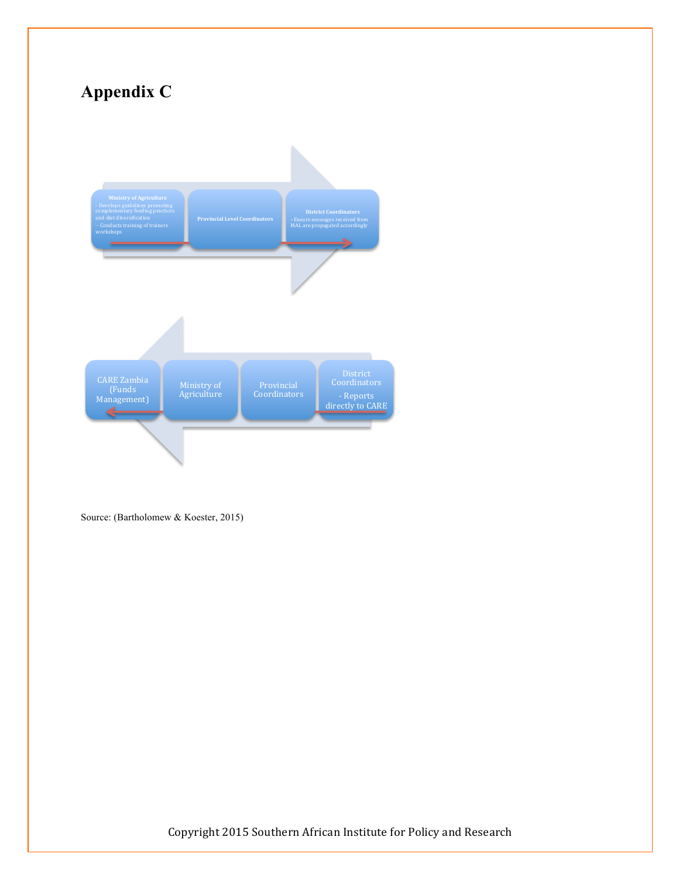# Appendix C

**Ministry of Agriculture**
- Develops guidelines promoting complementary feeding practices and diet diversification
- Conducts training of trainers workshops

**Provincial Level Coordinators**

**District Coordinators**
- Ensure messages received from MAL are propagated accordingly

CARE Zambia (Funds Management)

Ministry of Agriculture

Provincial Coordinators

District Coordinators
- Reports directly to CARE

Source: (Bartholomew & Koester, 2015)